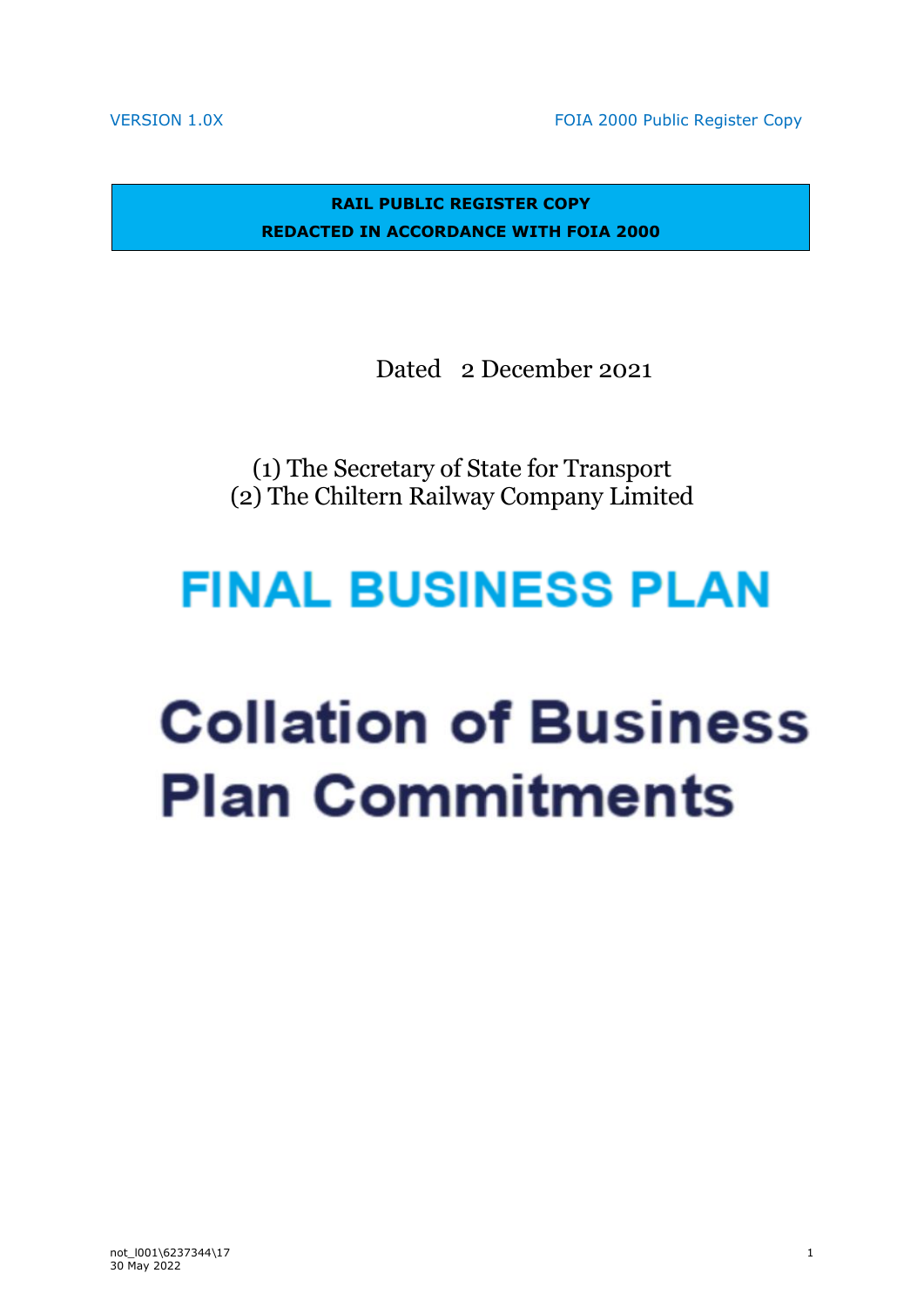VERSION 1.0X FOIA 2000 Public Register Copy

**RAIL PUBLIC REGISTER COPY**
**REDACTED IN ACCORDANCE WITH FOIA 2000**

Dated 2 December 2021

(1) The Secretary of State for Transport
(2) The Chiltern Railway Company Limited

# FINAL BUSINESS PLAN

# Collation of Business Plan Commitments

not_l001\6237344\17
30 May 2022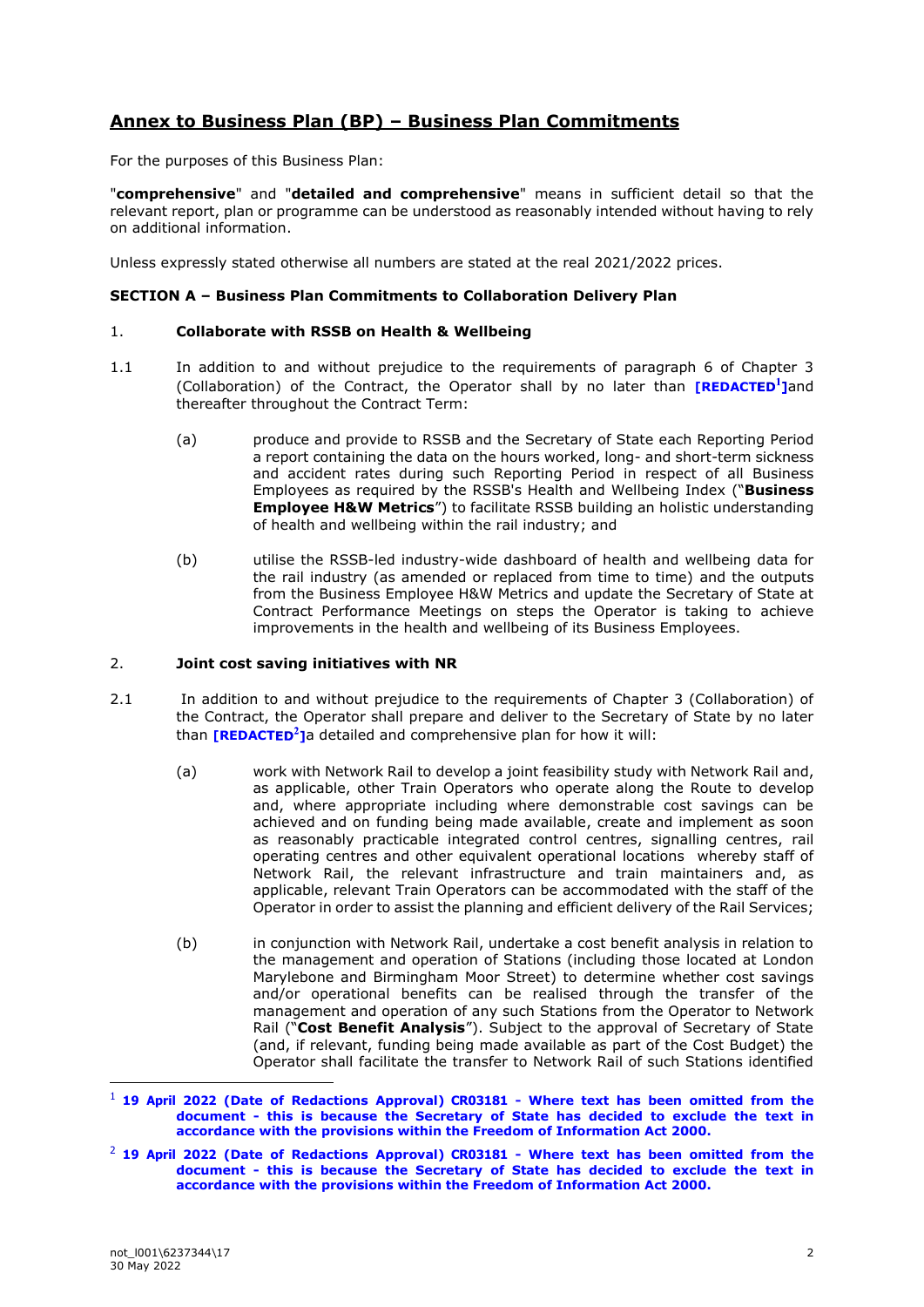## Annex to Business Plan (BP) – Business Plan Commitments

For the purposes of this Business Plan:

"**comprehensive**" and "**detailed and comprehensive**" means in sufficient detail so that the relevant report, plan or programme can be understood as reasonably intended without having to rely on additional information.

Unless expressly stated otherwise all numbers are stated at the real 2021/2022 prices.

### SECTION A – Business Plan Commitments to Collaboration Delivery Plan

1. **Collaborate with RSSB on Health & Wellbeing**

1.1 In addition to and without prejudice to the requirements of paragraph 6 of Chapter 3 (Collaboration) of the Contract, the Operator shall by no later than **[REDACTED[1]]** and thereafter throughout the Contract Term:

(a) produce and provide to RSSB and the Secretary of State each Reporting Period a report containing the data on the hours worked, long- and short-term sickness and accident rates during such Reporting Period in respect of all Business Employees as required by the RSSB's Health and Wellbeing Index ("**Business Employee H&W Metrics**") to facilitate RSSB building an holistic understanding of health and wellbeing within the rail industry; and

(b) utilise the RSSB-led industry-wide dashboard of health and wellbeing data for the rail industry (as amended or replaced from time to time) and the outputs from the Business Employee H&W Metrics and update the Secretary of State at Contract Performance Meetings on steps the Operator is taking to achieve improvements in the health and wellbeing of its Business Employees.

2. **Joint cost saving initiatives with NR**

2.1 In addition to and without prejudice to the requirements of Chapter 3 (Collaboration) of the Contract, the Operator shall prepare and deliver to the Secretary of State by no later than **[REDACTED[2]]** a detailed and comprehensive plan for how it will:

(a) work with Network Rail to develop a joint feasibility study with Network Rail and, as applicable, other Train Operators who operate along the Route to develop and, where appropriate including where demonstrable cost savings can be achieved and on funding being made available, create and implement as soon as reasonably practicable integrated control centres, signalling centres, rail operating centres and other equivalent operational locations whereby staff of Network Rail, the relevant infrastructure and train maintainers and, as applicable, relevant Train Operators can be accommodated with the staff of the Operator in order to assist the planning and efficient delivery of the Rail Services;

(b) in conjunction with Network Rail, undertake a cost benefit analysis in relation to the management and operation of Stations (including those located at London Marylebone and Birmingham Moor Street) to determine whether cost savings and/or operational benefits can be realised through the transfer of the management and operation of any such Stations from the Operator to Network Rail ("**Cost Benefit Analysis**"). Subject to the approval of Secretary of State (and, if relevant, funding being made available as part of the Cost Budget) the Operator shall facilitate the transfer to Network Rail of such Stations identified

---

[1] **19 April 2022 (Date of Redactions Approval) CR03181 - Where text has been omitted from the document - this is because the Secretary of State has decided to exclude the text in accordance with the provisions within the Freedom of Information Act 2000.**

[2] **19 April 2022 (Date of Redactions Approval) CR03181 - Where text has been omitted from the document - this is because the Secretary of State has decided to exclude the text in accordance with the provisions within the Freedom of Information Act 2000.**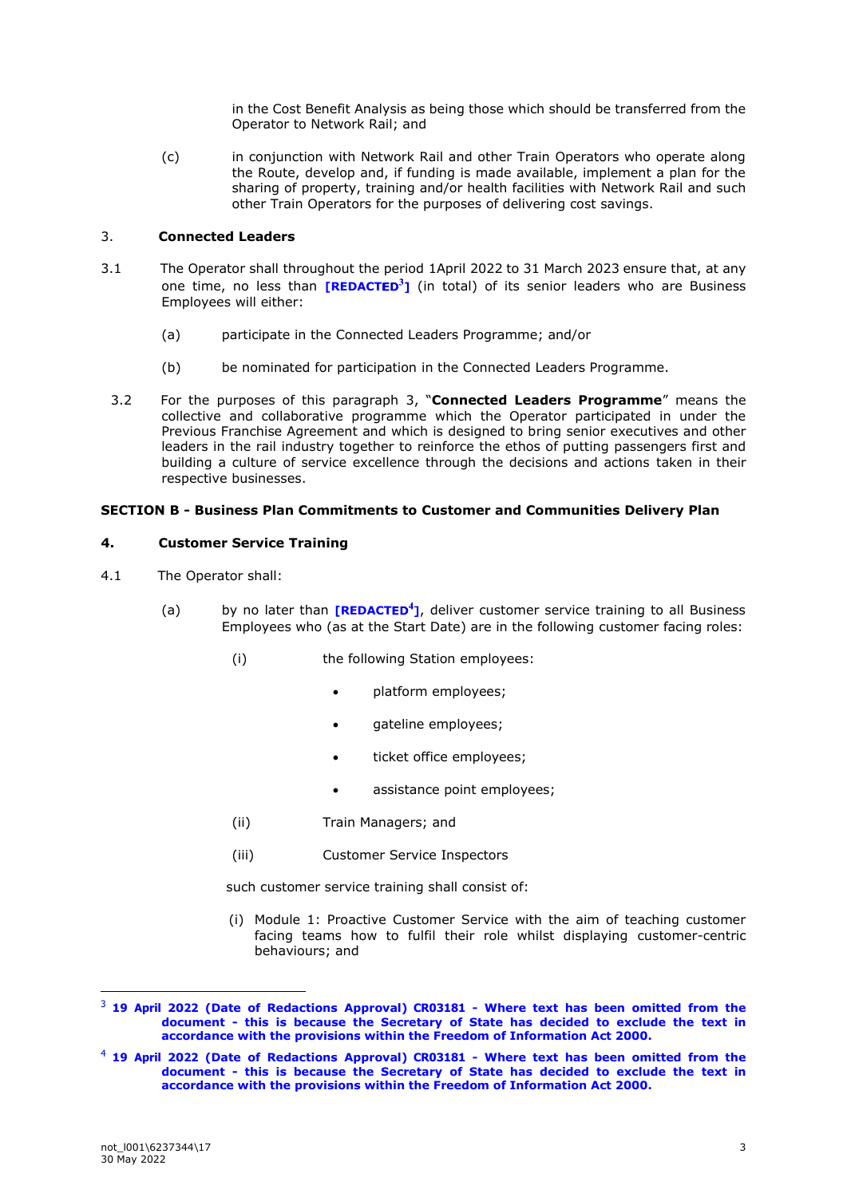in the Cost Benefit Analysis as being those which should be transferred from the Operator to Network Rail; and

(c) in conjunction with Network Rail and other Train Operators who operate along the Route, develop and, if funding is made available, implement a plan for the sharing of property, training and/or health facilities with Network Rail and such other Train Operators for the purposes of delivering cost savings.

### 3. Connected Leaders

3.1 The Operator shall throughout the period 1April 2022 to 31 March 2023 ensure that, at any one time, no less than **[REDACTED[3]]** (in total) of its senior leaders who are Business Employees will either:

(a) participate in the Connected Leaders Programme; and/or

(b) be nominated for participation in the Connected Leaders Programme.

3.2 For the purposes of this paragraph 3, "**Connected Leaders Programme**" means the collective and collaborative programme which the Operator participated in under the Previous Franchise Agreement and which is designed to bring senior executives and other leaders in the rail industry together to reinforce the ethos of putting passengers first and building a culture of service excellence through the decisions and actions taken in their respective businesses.

## SECTION B - Business Plan Commitments to Customer and Communities Delivery Plan

### 4. Customer Service Training

4.1 The Operator shall:

(a) by no later than **[REDACTED[4]]**, deliver customer service training to all Business Employees who (as at the Start Date) are in the following customer facing roles:

(i) the following Station employees:

- platform employees;
- gateline employees;
- ticket office employees;
- assistance point employees;

(ii) Train Managers; and

(iii) Customer Service Inspectors

such customer service training shall consist of:

(i) Module 1: Proactive Customer Service with the aim of teaching customer facing teams how to fulfil their role whilst displaying customer-centric behaviours; and

---

[3] **19 April 2022 (Date of Redactions Approval) CR03181 - Where text has been omitted from the document - this is because the Secretary of State has decided to exclude the text in accordance with the provisions within the Freedom of Information Act 2000.**

[4] **19 April 2022 (Date of Redactions Approval) CR03181 - Where text has been omitted from the document - this is because the Secretary of State has decided to exclude the text in accordance with the provisions within the Freedom of Information Act 2000.**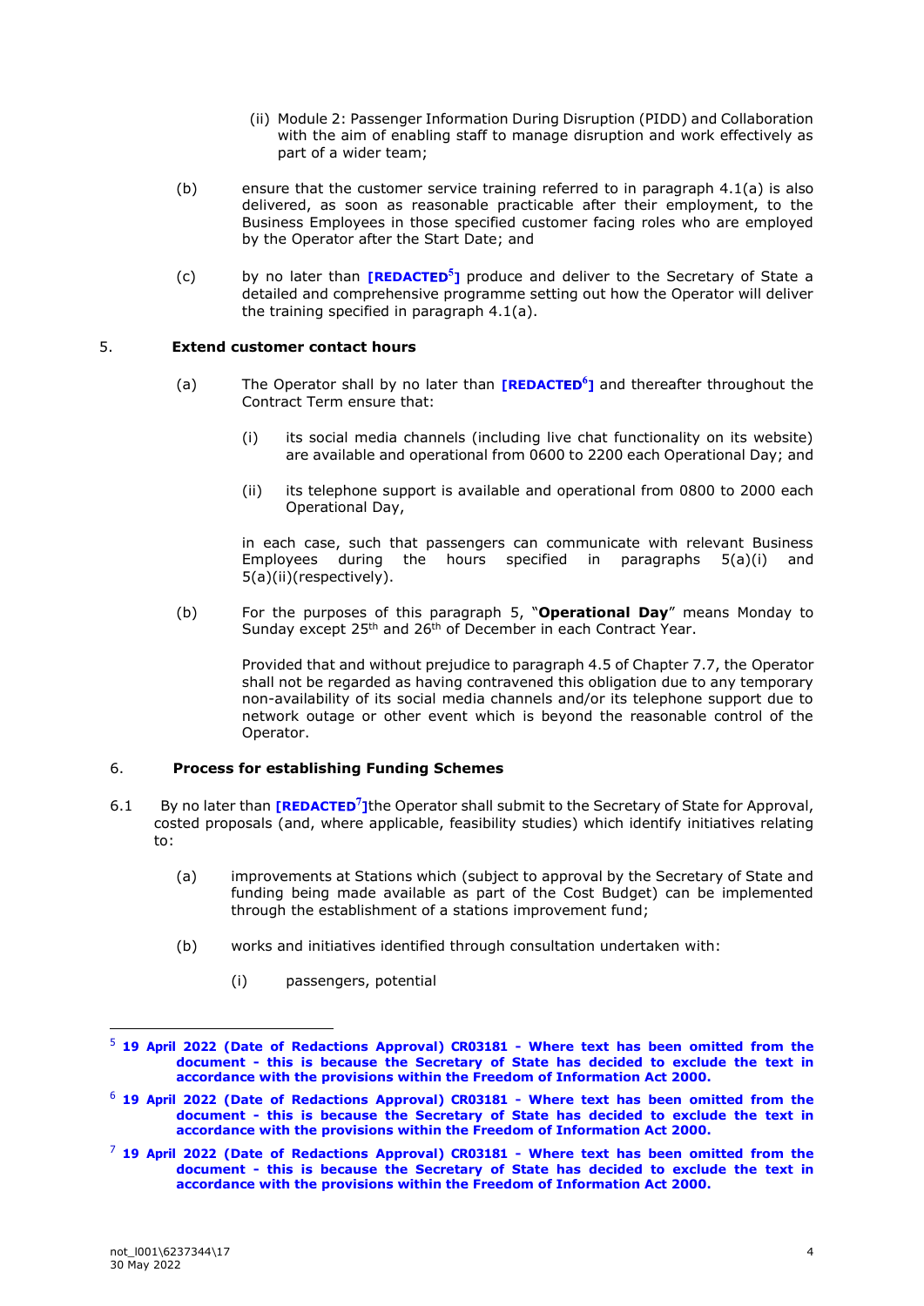(ii) Module 2: Passenger Information During Disruption (PIDD) and Collaboration with the aim of enabling staff to manage disruption and work effectively as part of a wider team;

(b) ensure that the customer service training referred to in paragraph 4.1(a) is also delivered, as soon as reasonable practicable after their employment, to the Business Employees in those specified customer facing roles who are employed by the Operator after the Start Date; and

(c) by no later than **[REDACTED[5]]** produce and deliver to the Secretary of State a detailed and comprehensive programme setting out how the Operator will deliver the training specified in paragraph 4.1(a).

## 5. Extend customer contact hours

(a) The Operator shall by no later than **[REDACTED[6]]** and thereafter throughout the Contract Term ensure that:

(i) its social media channels (including live chat functionality on its website) are available and operational from 0600 to 2200 each Operational Day; and

(ii) its telephone support is available and operational from 0800 to 2000 each Operational Day,

in each case, such that passengers can communicate with relevant Business Employees during the hours specified in paragraphs 5(a)(i) and 5(a)(ii)(respectively).

(b) For the purposes of this paragraph 5, "**Operational Day**" means Monday to Sunday except 25th and 26th of December in each Contract Year.

Provided that and without prejudice to paragraph 4.5 of Chapter 7.7, the Operator shall not be regarded as having contravened this obligation due to any temporary non-availability of its social media channels and/or its telephone support due to network outage or other event which is beyond the reasonable control of the Operator.

## 6. Process for establishing Funding Schemes

6.1 By no later than **[REDACTED[7]]**the Operator shall submit to the Secretary of State for Approval, costed proposals (and, where applicable, feasibility studies) which identify initiatives relating to:

(a) improvements at Stations which (subject to approval by the Secretary of State and funding being made available as part of the Cost Budget) can be implemented through the establishment of a stations improvement fund;

(b) works and initiatives identified through consultation undertaken with:

(i) passengers, potential

---

[5] **19 April 2022 (Date of Redactions Approval) CR03181 - Where text has been omitted from the document - this is because the Secretary of State has decided to exclude the text in accordance with the provisions within the Freedom of Information Act 2000.**

[6] **19 April 2022 (Date of Redactions Approval) CR03181 - Where text has been omitted from the document - this is because the Secretary of State has decided to exclude the text in accordance with the provisions within the Freedom of Information Act 2000.**

[7] **19 April 2022 (Date of Redactions Approval) CR03181 - Where text has been omitted from the document - this is because the Secretary of State has decided to exclude the text in accordance with the provisions within the Freedom of Information Act 2000.**

not_l001\6237344\17
30 May 2022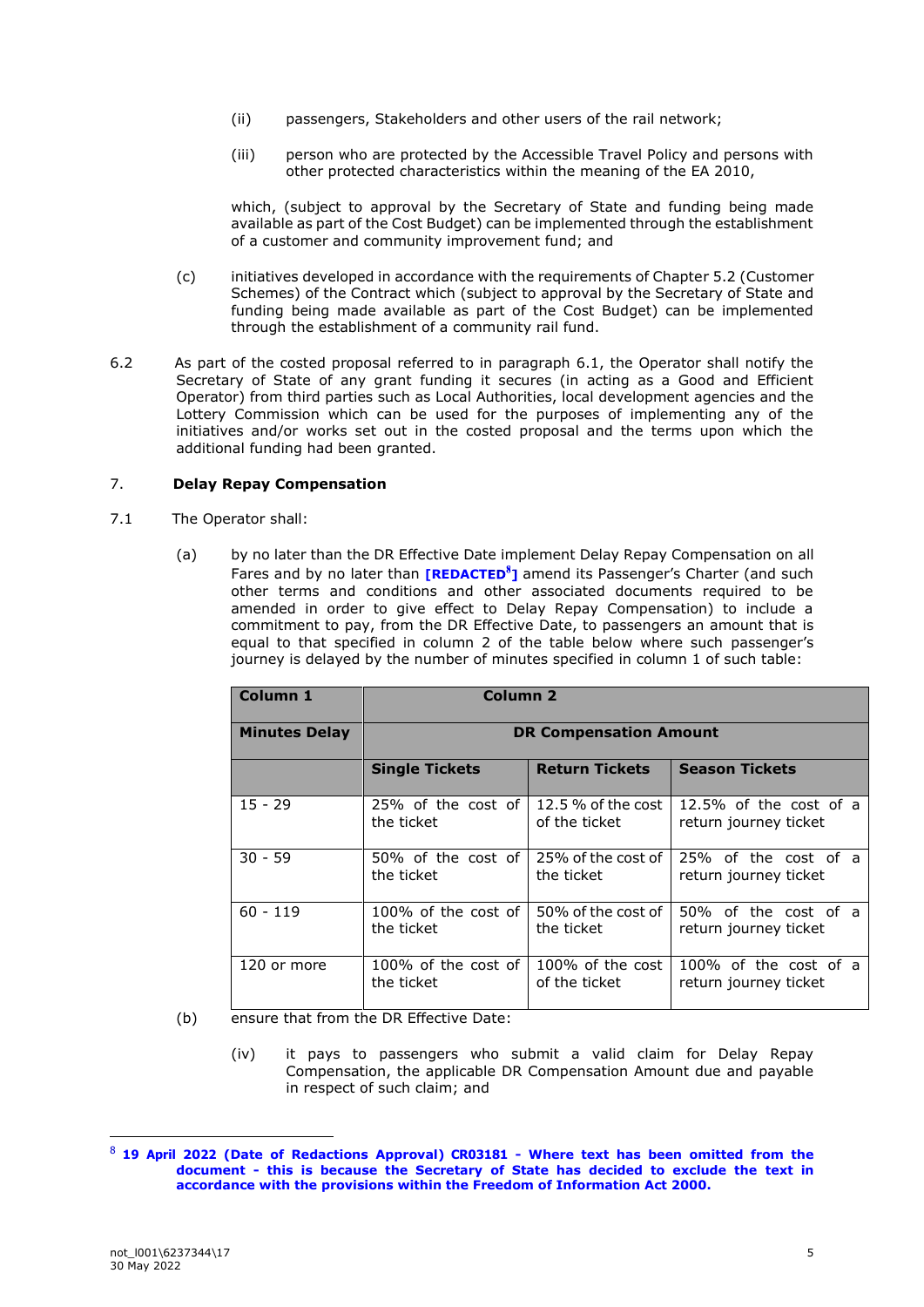(ii) passengers, Stakeholders and other users of the rail network;

(iii) person who are protected by the Accessible Travel Policy and persons with other protected characteristics within the meaning of the EA 2010,

which, (subject to approval by the Secretary of State and funding being made available as part of the Cost Budget) can be implemented through the establishment of a customer and community improvement fund; and

(c) initiatives developed in accordance with the requirements of Chapter 5.2 (Customer Schemes) of the Contract which (subject to approval by the Secretary of State and funding being made available as part of the Cost Budget) can be implemented through the establishment of a community rail fund.

6.2 As part of the costed proposal referred to in paragraph 6.1, the Operator shall notify the Secretary of State of any grant funding it secures (in acting as a Good and Efficient Operator) from third parties such as Local Authorities, local development agencies and the Lottery Commission which can be used for the purposes of implementing any of the initiatives and/or works set out in the costed proposal and the terms upon which the additional funding had been granted.

## 7. Delay Repay Compensation

7.1 The Operator shall:

(a) by no later than the DR Effective Date implement Delay Repay Compensation on all Fares and by no later than **[REDACTED[8]]** amend its Passenger's Charter (and such other terms and conditions and other associated documents required to be amended in order to give effect to Delay Repay Compensation) to include a commitment to pay, from the DR Effective Date, to passengers an amount that is equal to that specified in column 2 of the table below where such passenger's journey is delayed by the number of minutes specified in column 1 of such table:

| **Column 1** | **Column 2** | | |
|---|---|---|---|
| **Minutes Delay** | **DR Compensation Amount** | | |
| | **Single Tickets** | **Return Tickets** | **Season Tickets** |
| 15 - 29 | 25% of the cost of the ticket | 12.5 % of the cost of the ticket | 12.5% of the cost of a return journey ticket |
| 30 - 59 | 50% of the cost of the ticket | 25% of the cost of the ticket | 25% of the cost of a return journey ticket |
| 60 - 119 | 100% of the cost of the ticket | 50% of the cost of the ticket | 50% of the cost of a return journey ticket |
| 120 or more | 100% of the cost of the ticket | 100% of the cost of the ticket | 100% of the cost of a return journey ticket |

(b) ensure that from the DR Effective Date:

(iv) it pays to passengers who submit a valid claim for Delay Repay Compensation, the applicable DR Compensation Amount due and payable in respect of such claim; and

---

[8] **19 April 2022 (Date of Redactions Approval) CR03181 - Where text has been omitted from the document - this is because the Secretary of State has decided to exclude the text in accordance with the provisions within the Freedom of Information Act 2000.**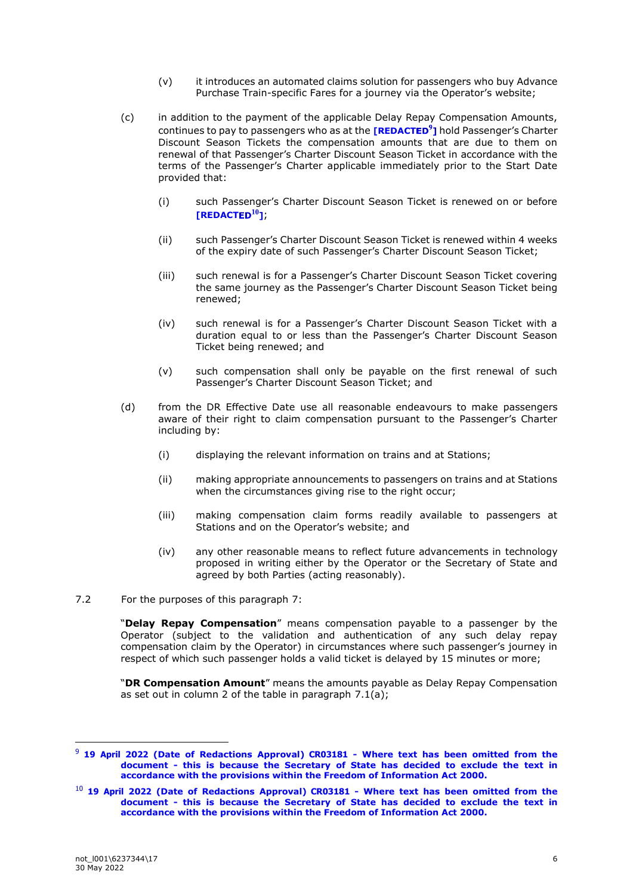(v) it introduces an automated claims solution for passengers who buy Advance Purchase Train-specific Fares for a journey via the Operator's website;

(c) in addition to the payment of the applicable Delay Repay Compensation Amounts, continues to pay to passengers who as at the **[REDACTED[9]]** hold Passenger's Charter Discount Season Tickets the compensation amounts that are due to them on renewal of that Passenger's Charter Discount Season Ticket in accordance with the terms of the Passenger's Charter applicable immediately prior to the Start Date provided that:

(i) such Passenger's Charter Discount Season Ticket is renewed on or before **[REDACTED[10]]**;

(ii) such Passenger's Charter Discount Season Ticket is renewed within 4 weeks of the expiry date of such Passenger's Charter Discount Season Ticket;

(iii) such renewal is for a Passenger's Charter Discount Season Ticket covering the same journey as the Passenger's Charter Discount Season Ticket being renewed;

(iv) such renewal is for a Passenger's Charter Discount Season Ticket with a duration equal to or less than the Passenger's Charter Discount Season Ticket being renewed; and

(v) such compensation shall only be payable on the first renewal of such Passenger's Charter Discount Season Ticket; and

(d) from the DR Effective Date use all reasonable endeavours to make passengers aware of their right to claim compensation pursuant to the Passenger's Charter including by:

(i) displaying the relevant information on trains and at Stations;

(ii) making appropriate announcements to passengers on trains and at Stations when the circumstances giving rise to the right occur;

(iii) making compensation claim forms readily available to passengers at Stations and on the Operator's website; and

(iv) any other reasonable means to reflect future advancements in technology proposed in writing either by the Operator or the Secretary of State and agreed by both Parties (acting reasonably).

7.2 For the purposes of this paragraph 7:

"**Delay Repay Compensation**" means compensation payable to a passenger by the Operator (subject to the validation and authentication of any such delay repay compensation claim by the Operator) in circumstances where such passenger's journey in respect of which such passenger holds a valid ticket is delayed by 15 minutes or more;

"**DR Compensation Amount**" means the amounts payable as Delay Repay Compensation as set out in column 2 of the table in paragraph 7.1(a);

---

[9] **19 April 2022 (Date of Redactions Approval) CR03181 - Where text has been omitted from the document - this is because the Secretary of State has decided to exclude the text in accordance with the provisions within the Freedom of Information Act 2000.**

[10] **19 April 2022 (Date of Redactions Approval) CR03181 - Where text has been omitted from the document - this is because the Secretary of State has decided to exclude the text in accordance with the provisions within the Freedom of Information Act 2000.**

not_l001\6237344\17
30 May 2022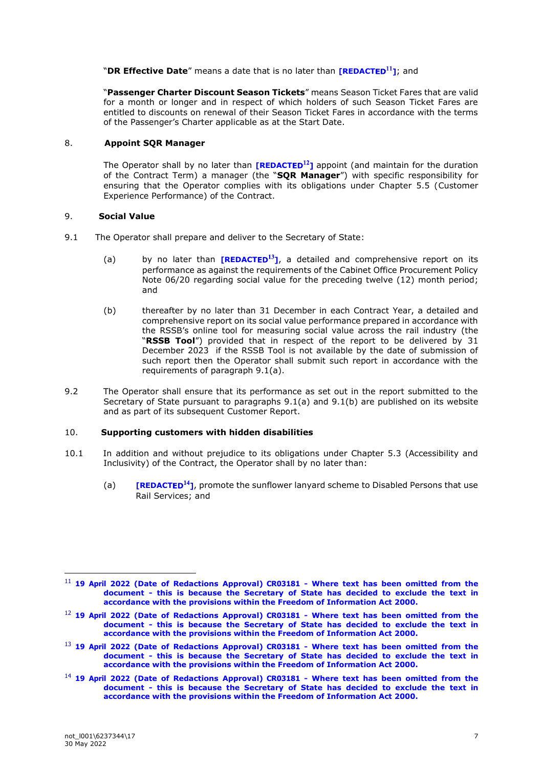"**DR Effective Date**" means a date that is no later than **[REDACTED[11]]**; and

"**Passenger Charter Discount Season Tickets**" means Season Ticket Fares that are valid for a month or longer and in respect of which holders of such Season Ticket Fares are entitled to discounts on renewal of their Season Ticket Fares in accordance with the terms of the Passenger's Charter applicable as at the Start Date.

8. **Appoint SQR Manager**

The Operator shall by no later than **[REDACTED[12]]** appoint (and maintain for the duration of the Contract Term) a manager (the "**SQR Manager**") with specific responsibility for ensuring that the Operator complies with its obligations under Chapter 5.5 (Customer Experience Performance) of the Contract.

9. **Social Value**

9.1 The Operator shall prepare and deliver to the Secretary of State:

(a) by no later than **[REDACTED[13]]**, a detailed and comprehensive report on its performance as against the requirements of the Cabinet Office Procurement Policy Note 06/20 regarding social value for the preceding twelve (12) month period; and

(b) thereafter by no later than 31 December in each Contract Year, a detailed and comprehensive report on its social value performance prepared in accordance with the RSSB's online tool for measuring social value across the rail industry (the "**RSSB Tool**") provided that in respect of the report to be delivered by 31 December 2023 if the RSSB Tool is not available by the date of submission of such report then the Operator shall submit such report in accordance with the requirements of paragraph 9.1(a).

9.2 The Operator shall ensure that its performance as set out in the report submitted to the Secretary of State pursuant to paragraphs 9.1(a) and 9.1(b) are published on its website and as part of its subsequent Customer Report.

10. **Supporting customers with hidden disabilities**

10.1 In addition and without prejudice to its obligations under Chapter 5.3 (Accessibility and Inclusivity) of the Contract, the Operator shall by no later than:

(a) **[REDACTED[14]]**, promote the sunflower lanyard scheme to Disabled Persons that use Rail Services; and

---

[11] **19 April 2022 (Date of Redactions Approval) CR03181 - Where text has been omitted from the document - this is because the Secretary of State has decided to exclude the text in accordance with the provisions within the Freedom of Information Act 2000.**

[12] **19 April 2022 (Date of Redactions Approval) CR03181 - Where text has been omitted from the document - this is because the Secretary of State has decided to exclude the text in accordance with the provisions within the Freedom of Information Act 2000.**

[13] **19 April 2022 (Date of Redactions Approval) CR03181 - Where text has been omitted from the document - this is because the Secretary of State has decided to exclude the text in accordance with the provisions within the Freedom of Information Act 2000.**

[14] **19 April 2022 (Date of Redactions Approval) CR03181 - Where text has been omitted from the document - this is because the Secretary of State has decided to exclude the text in accordance with the provisions within the Freedom of Information Act 2000.**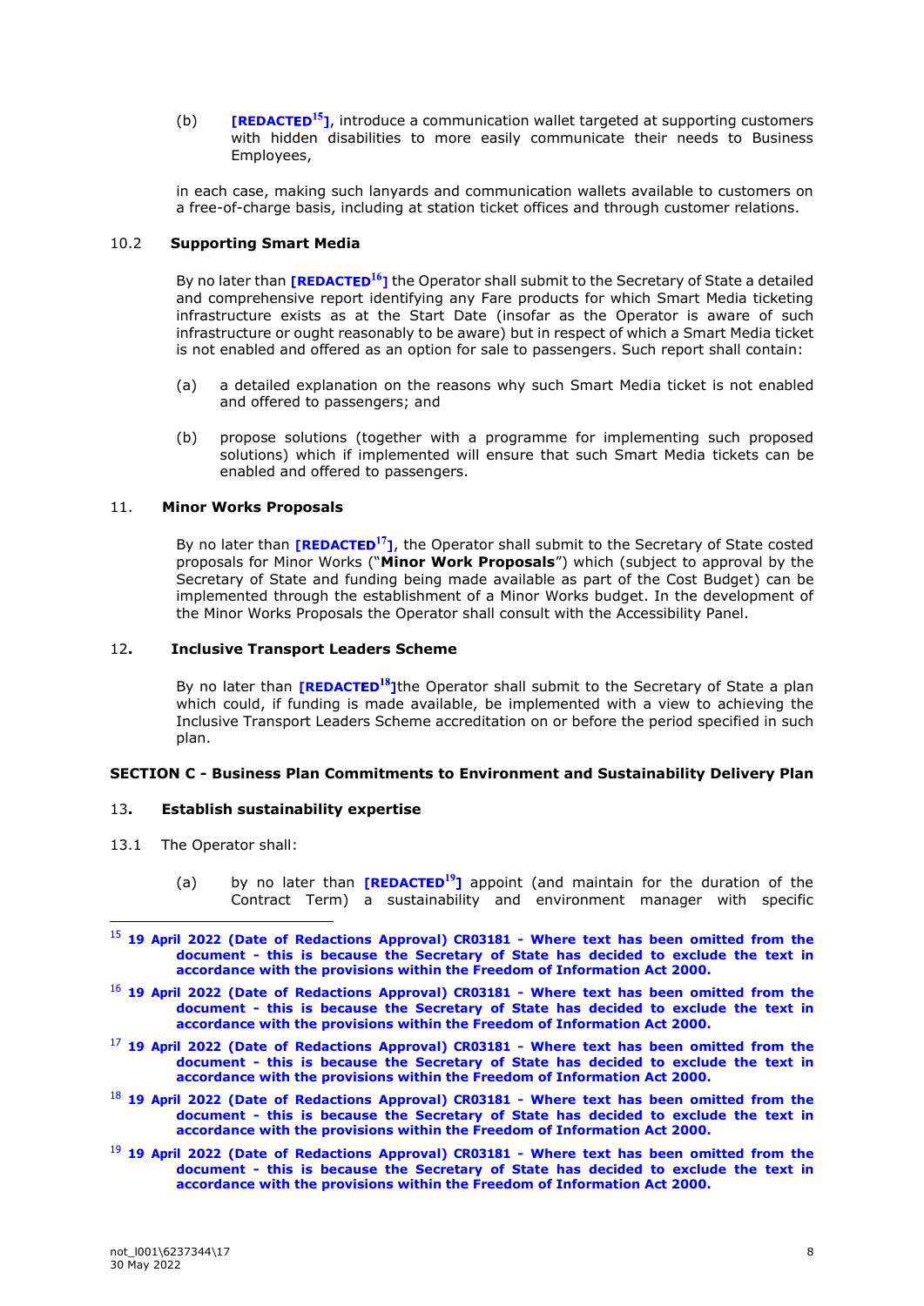(b) **[REDACTED[15]]**, introduce a communication wallet targeted at supporting customers with hidden disabilities to more easily communicate their needs to Business Employees,

in each case, making such lanyards and communication wallets available to customers on a free-of-charge basis, including at station ticket offices and through customer relations.

10.2 **Supporting Smart Media**

By no later than **[REDACTED[16]]** the Operator shall submit to the Secretary of State a detailed and comprehensive report identifying any Fare products for which Smart Media ticketing infrastructure exists as at the Start Date (insofar as the Operator is aware of such infrastructure or ought reasonably to be aware) but in respect of which a Smart Media ticket is not enabled and offered as an option for sale to passengers. Such report shall contain:

(a) a detailed explanation on the reasons why such Smart Media ticket is not enabled and offered to passengers; and

(b) propose solutions (together with a programme for implementing such proposed solutions) which if implemented will ensure that such Smart Media tickets can be enabled and offered to passengers.

11. **Minor Works Proposals**

By no later than **[REDACTED[17]]**, the Operator shall submit to the Secretary of State costed proposals for Minor Works ("**Minor Work Proposals**") which (subject to approval by the Secretary of State and funding being made available as part of the Cost Budget) can be implemented through the establishment of a Minor Works budget. In the development of the Minor Works Proposals the Operator shall consult with the Accessibility Panel.

12**.** **Inclusive Transport Leaders Scheme**

By no later than **[REDACTED[18]]**the Operator shall submit to the Secretary of State a plan which could, if funding is made available, be implemented with a view to achieving the Inclusive Transport Leaders Scheme accreditation on or before the period specified in such plan.

**SECTION C - Business Plan Commitments to Environment and Sustainability Delivery Plan**

13**.** **Establish sustainability expertise**

13.1 The Operator shall:

(a) by no later than **[REDACTED[19]]** appoint (and maintain for the duration of the Contract Term) a sustainability and environment manager with specific

---

[15] **19 April 2022 (Date of Redactions Approval) CR03181 - Where text has been omitted from the document - this is because the Secretary of State has decided to exclude the text in accordance with the provisions within the Freedom of Information Act 2000.**

[16] **19 April 2022 (Date of Redactions Approval) CR03181 - Where text has been omitted from the document - this is because the Secretary of State has decided to exclude the text in accordance with the provisions within the Freedom of Information Act 2000.**

[17] **19 April 2022 (Date of Redactions Approval) CR03181 - Where text has been omitted from the document - this is because the Secretary of State has decided to exclude the text in accordance with the provisions within the Freedom of Information Act 2000.**

[18] **19 April 2022 (Date of Redactions Approval) CR03181 - Where text has been omitted from the document - this is because the Secretary of State has decided to exclude the text in accordance with the provisions within the Freedom of Information Act 2000.**

[19] **19 April 2022 (Date of Redactions Approval) CR03181 - Where text has been omitted from the document - this is because the Secretary of State has decided to exclude the text in accordance with the provisions within the Freedom of Information Act 2000.**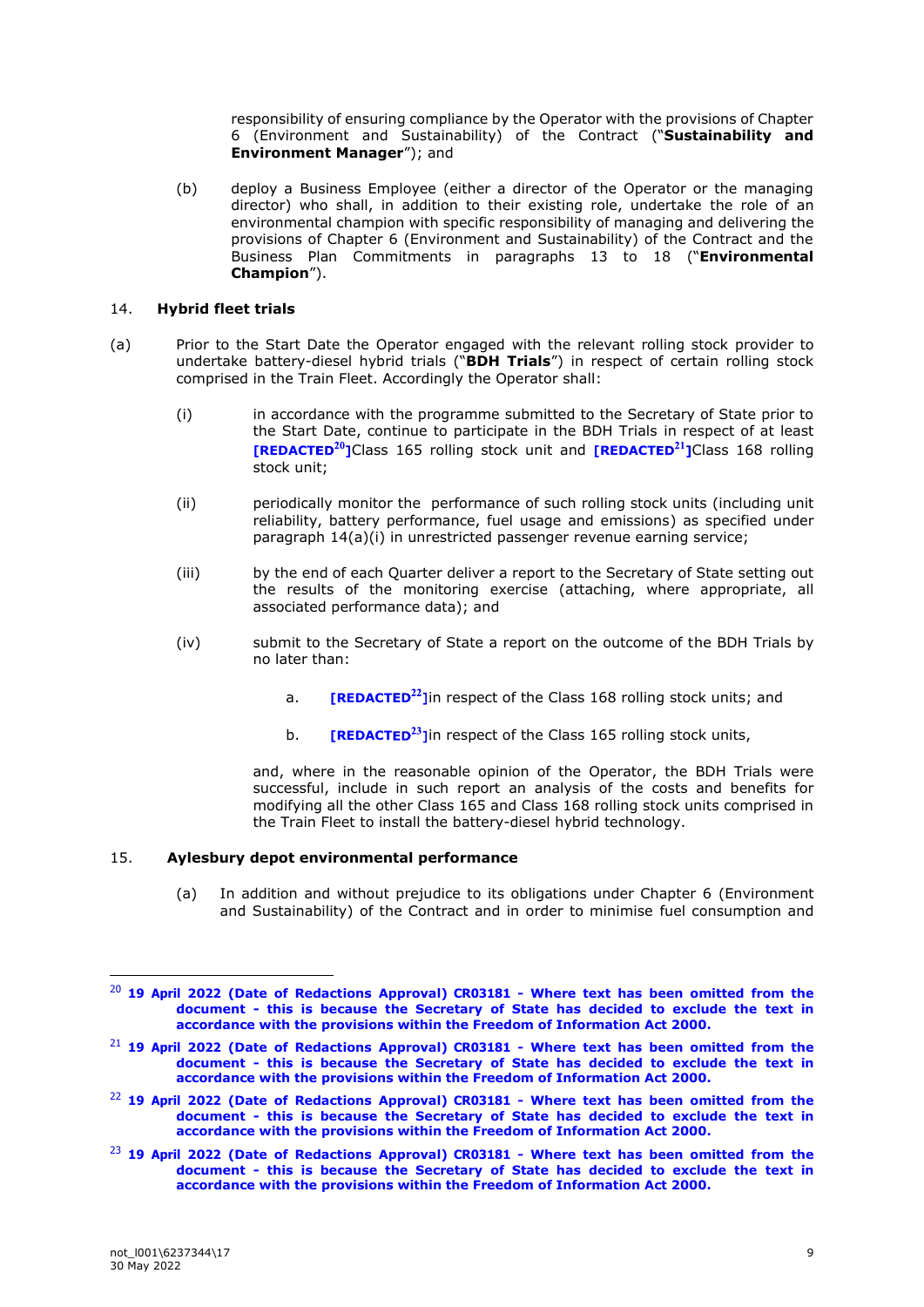responsibility of ensuring compliance by the Operator with the provisions of Chapter 6 (Environment and Sustainability) of the Contract ("**Sustainability and Environment Manager**"); and

(b) deploy a Business Employee (either a director of the Operator or the managing director) who shall, in addition to their existing role, undertake the role of an environmental champion with specific responsibility of managing and delivering the provisions of Chapter 6 (Environment and Sustainability) of the Contract and the Business Plan Commitments in paragraphs 13 to 18 ("**Environmental Champion**").

14. **Hybrid fleet trials**

(a) Prior to the Start Date the Operator engaged with the relevant rolling stock provider to undertake battery-diesel hybrid trials ("**BDH Trials**") in respect of certain rolling stock comprised in the Train Fleet. Accordingly the Operator shall:

(i) in accordance with the programme submitted to the Secretary of State prior to the Start Date, continue to participate in the BDH Trials in respect of at least **[REDACTED[20]]**Class 165 rolling stock unit and **[REDACTED[21]]**Class 168 rolling stock unit;

(ii) periodically monitor the performance of such rolling stock units (including unit reliability, battery performance, fuel usage and emissions) as specified under paragraph 14(a)(i) in unrestricted passenger revenue earning service;

(iii) by the end of each Quarter deliver a report to the Secretary of State setting out the results of the monitoring exercise (attaching, where appropriate, all associated performance data); and

(iv) submit to the Secretary of State a report on the outcome of the BDH Trials by no later than:

a. **[REDACTED[22]]**in respect of the Class 168 rolling stock units; and

b. **[REDACTED[23]]**in respect of the Class 165 rolling stock units,

and, where in the reasonable opinion of the Operator, the BDH Trials were successful, include in such report an analysis of the costs and benefits for modifying all the other Class 165 and Class 168 rolling stock units comprised in the Train Fleet to install the battery-diesel hybrid technology.

15. **Aylesbury depot environmental performance**

(a) In addition and without prejudice to its obligations under Chapter 6 (Environment and Sustainability) of the Contract and in order to minimise fuel consumption and

---

[20] **19 April 2022 (Date of Redactions Approval) CR03181 - Where text has been omitted from the document - this is because the Secretary of State has decided to exclude the text in accordance with the provisions within the Freedom of Information Act 2000.**

[21] **19 April 2022 (Date of Redactions Approval) CR03181 - Where text has been omitted from the document - this is because the Secretary of State has decided to exclude the text in accordance with the provisions within the Freedom of Information Act 2000.**

[22] **19 April 2022 (Date of Redactions Approval) CR03181 - Where text has been omitted from the document - this is because the Secretary of State has decided to exclude the text in accordance with the provisions within the Freedom of Information Act 2000.**

[23] **19 April 2022 (Date of Redactions Approval) CR03181 - Where text has been omitted from the document - this is because the Secretary of State has decided to exclude the text in accordance with the provisions within the Freedom of Information Act 2000.**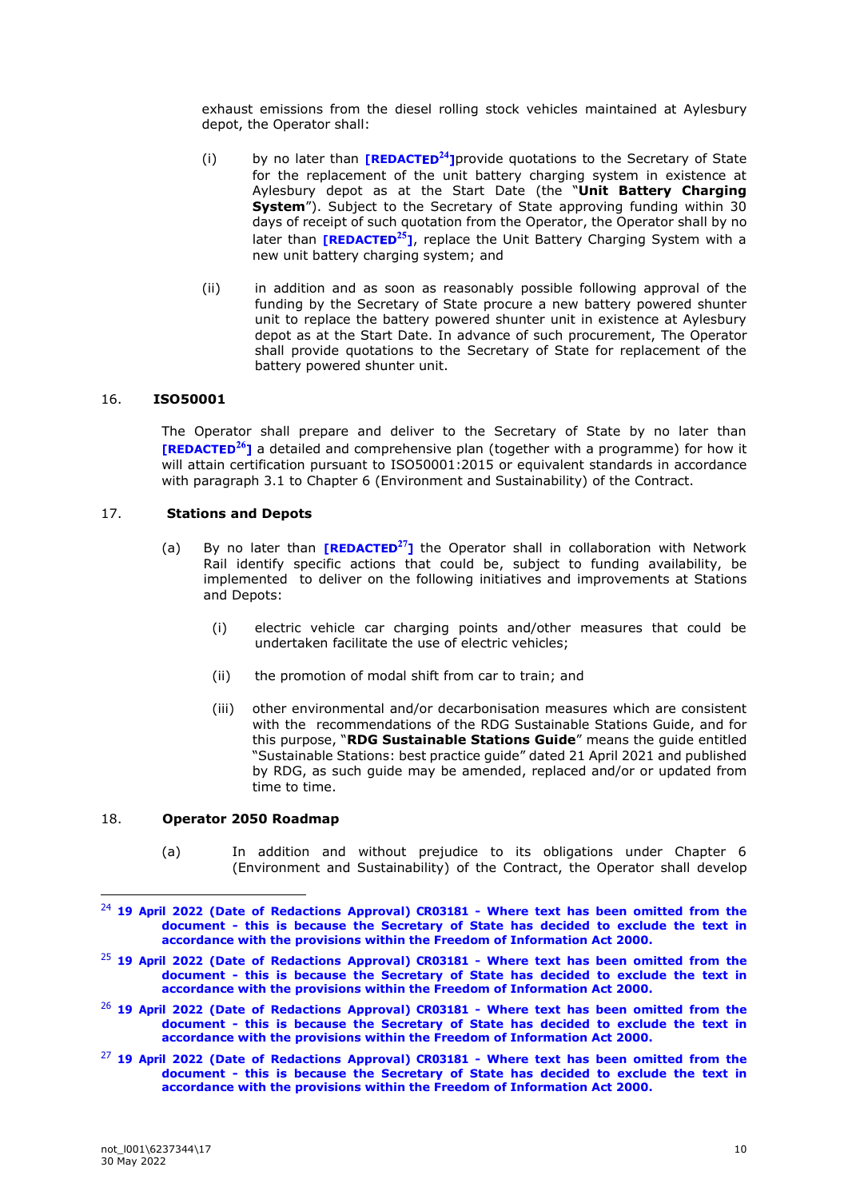exhaust emissions from the diesel rolling stock vehicles maintained at Aylesbury depot, the Operator shall:

(i) by no later than **[REDACTED[24]]** provide quotations to the Secretary of State for the replacement of the unit battery charging system in existence at Aylesbury depot as at the Start Date (the "**Unit Battery Charging System**"). Subject to the Secretary of State approving funding within 30 days of receipt of such quotation from the Operator, the Operator shall by no later than **[REDACTED[25]]**, replace the Unit Battery Charging System with a new unit battery charging system; and

(ii) in addition and as soon as reasonably possible following approval of the funding by the Secretary of State procure a new battery powered shunter unit to replace the battery powered shunter unit in existence at Aylesbury depot as at the Start Date. In advance of such procurement, The Operator shall provide quotations to the Secretary of State for replacement of the battery powered shunter unit.

## 16. ISO50001

The Operator shall prepare and deliver to the Secretary of State by no later than **[REDACTED[26]]** a detailed and comprehensive plan (together with a programme) for how it will attain certification pursuant to ISO50001:2015 or equivalent standards in accordance with paragraph 3.1 to Chapter 6 (Environment and Sustainability) of the Contract.

## 17. Stations and Depots

(a) By no later than **[REDACTED[27]]** the Operator shall in collaboration with Network Rail identify specific actions that could be, subject to funding availability, be implemented to deliver on the following initiatives and improvements at Stations and Depots:

(i) electric vehicle car charging points and/other measures that could be undertaken facilitate the use of electric vehicles;

(ii) the promotion of modal shift from car to train; and

(iii) other environmental and/or decarbonisation measures which are consistent with the recommendations of the RDG Sustainable Stations Guide, and for this purpose, "**RDG Sustainable Stations Guide**" means the guide entitled "Sustainable Stations: best practice guide" dated 21 April 2021 and published by RDG, as such guide may be amended, replaced and/or or updated from time to time.

## 18. Operator 2050 Roadmap

(a) In addition and without prejudice to its obligations under Chapter 6 (Environment and Sustainability) of the Contract, the Operator shall develop

---

[24] **19 April 2022 (Date of Redactions Approval) CR03181 - Where text has been omitted from the document - this is because the Secretary of State has decided to exclude the text in accordance with the provisions within the Freedom of Information Act 2000.**

[25] **19 April 2022 (Date of Redactions Approval) CR03181 - Where text has been omitted from the document - this is because the Secretary of State has decided to exclude the text in accordance with the provisions within the Freedom of Information Act 2000.**

[26] **19 April 2022 (Date of Redactions Approval) CR03181 - Where text has been omitted from the document - this is because the Secretary of State has decided to exclude the text in accordance with the provisions within the Freedom of Information Act 2000.**

[27] **19 April 2022 (Date of Redactions Approval) CR03181 - Where text has been omitted from the document - this is because the Secretary of State has decided to exclude the text in accordance with the provisions within the Freedom of Information Act 2000.**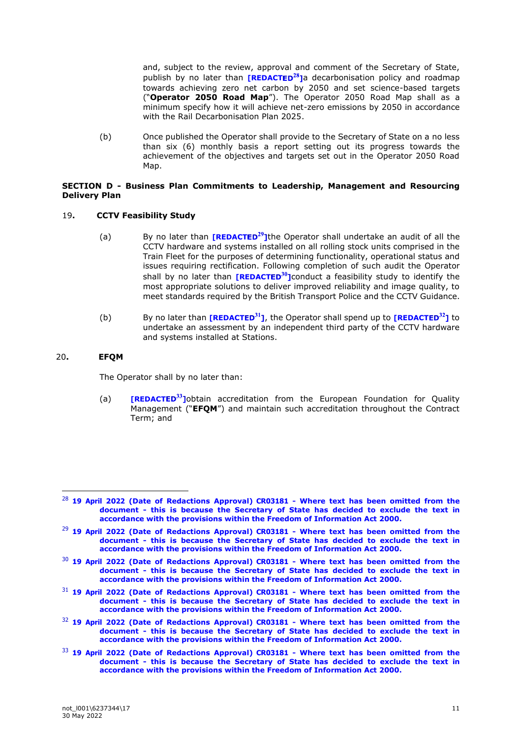and, subject to the review, approval and comment of the Secretary of State, publish by no later than **[REDACTED[28]]**a decarbonisation policy and roadmap towards achieving zero net carbon by 2050 and set science-based targets ("**Operator 2050 Road Map**"). The Operator 2050 Road Map shall as a minimum specify how it will achieve net-zero emissions by 2050 in accordance with the Rail Decarbonisation Plan 2025.

(b) Once published the Operator shall provide to the Secretary of State on a no less than six (6) monthly basis a report setting out its progress towards the achievement of the objectives and targets set out in the Operator 2050 Road Map.

**SECTION D - Business Plan Commitments to Leadership, Management and Resourcing Delivery Plan**

19. **CCTV Feasibility Study**

(a) By no later than **[REDACTED[29]]**the Operator shall undertake an audit of all the CCTV hardware and systems installed on all rolling stock units comprised in the Train Fleet for the purposes of determining functionality, operational status and issues requiring rectification. Following completion of such audit the Operator shall by no later than **[REDACTED[30]]**conduct a feasibility study to identify the most appropriate solutions to deliver improved reliability and image quality, to meet standards required by the British Transport Police and the CCTV Guidance.

(b) By no later than **[REDACTED[31]]**, the Operator shall spend up to **[REDACTED[32]]** to undertake an assessment by an independent third party of the CCTV hardware and systems installed at Stations.

20. **EFQM**

The Operator shall by no later than:

(a) **[REDACTED[33]]**obtain accreditation from the European Foundation for Quality Management ("**EFQM**") and maintain such accreditation throughout the Contract Term; and

---

[28] **19 April 2022 (Date of Redactions Approval) CR03181 - Where text has been omitted from the document - this is because the Secretary of State has decided to exclude the text in accordance with the provisions within the Freedom of Information Act 2000.**

[29] **19 April 2022 (Date of Redactions Approval) CR03181 - Where text has been omitted from the document - this is because the Secretary of State has decided to exclude the text in accordance with the provisions within the Freedom of Information Act 2000.**

[30] **19 April 2022 (Date of Redactions Approval) CR03181 - Where text has been omitted from the document - this is because the Secretary of State has decided to exclude the text in accordance with the provisions within the Freedom of Information Act 2000.**

[31] **19 April 2022 (Date of Redactions Approval) CR03181 - Where text has been omitted from the document - this is because the Secretary of State has decided to exclude the text in accordance with the provisions within the Freedom of Information Act 2000.**

[32] **19 April 2022 (Date of Redactions Approval) CR03181 - Where text has been omitted from the document - this is because the Secretary of State has decided to exclude the text in accordance with the provisions within the Freedom of Information Act 2000.**

[33] **19 April 2022 (Date of Redactions Approval) CR03181 - Where text has been omitted from the document - this is because the Secretary of State has decided to exclude the text in accordance with the provisions within the Freedom of Information Act 2000.**

not_l001\6237344\17
30 May 2022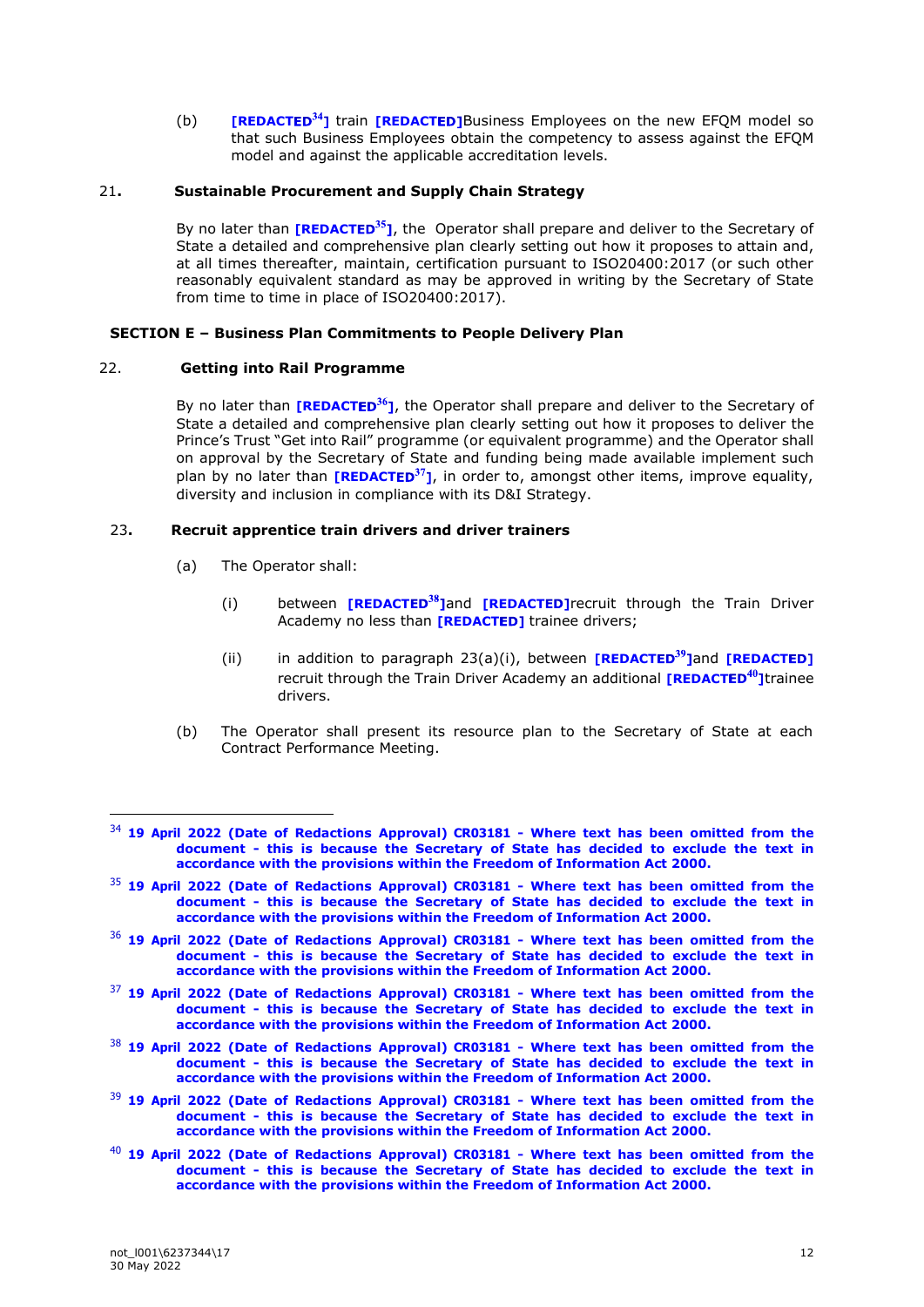(b) **[REDACTED[34]]** train **[REDACTED]**Business Employees on the new EFQM model so that such Business Employees obtain the competency to assess against the EFQM model and against the applicable accreditation levels.

## 21. Sustainable Procurement and Supply Chain Strategy

By no later than **[REDACTED[35]]**, the Operator shall prepare and deliver to the Secretary of State a detailed and comprehensive plan clearly setting out how it proposes to attain and, at all times thereafter, maintain, certification pursuant to ISO20400:2017 (or such other reasonably equivalent standard as may be approved in writing by the Secretary of State from time to time in place of ISO20400:2017).

## SECTION E – Business Plan Commitments to People Delivery Plan

## 22. Getting into Rail Programme

By no later than **[REDACTED[36]]**, the Operator shall prepare and deliver to the Secretary of State a detailed and comprehensive plan clearly setting out how it proposes to deliver the Prince's Trust "Get into Rail" programme (or equivalent programme) and the Operator shall on approval by the Secretary of State and funding being made available implement such plan by no later than **[REDACTED[37]]**, in order to, amongst other items, improve equality, diversity and inclusion in compliance with its D&I Strategy.

## 23. Recruit apprentice train drivers and driver trainers

(a) The Operator shall:

(i) between **[REDACTED[38]]**and **[REDACTED]**recruit through the Train Driver Academy no less than **[REDACTED]** trainee drivers;

(ii) in addition to paragraph 23(a)(i), between **[REDACTED[39]]**and **[REDACTED]** recruit through the Train Driver Academy an additional **[REDACTED[40]]**trainee drivers.

(b) The Operator shall present its resource plan to the Secretary of State at each Contract Performance Meeting.

---

[34] **19 April 2022 (Date of Redactions Approval) CR03181 - Where text has been omitted from the document - this is because the Secretary of State has decided to exclude the text in accordance with the provisions within the Freedom of Information Act 2000.**

[35] **19 April 2022 (Date of Redactions Approval) CR03181 - Where text has been omitted from the document - this is because the Secretary of State has decided to exclude the text in accordance with the provisions within the Freedom of Information Act 2000.**

[36] **19 April 2022 (Date of Redactions Approval) CR03181 - Where text has been omitted from the document - this is because the Secretary of State has decided to exclude the text in accordance with the provisions within the Freedom of Information Act 2000.**

[37] **19 April 2022 (Date of Redactions Approval) CR03181 - Where text has been omitted from the document - this is because the Secretary of State has decided to exclude the text in accordance with the provisions within the Freedom of Information Act 2000.**

[38] **19 April 2022 (Date of Redactions Approval) CR03181 - Where text has been omitted from the document - this is because the Secretary of State has decided to exclude the text in accordance with the provisions within the Freedom of Information Act 2000.**

[39] **19 April 2022 (Date of Redactions Approval) CR03181 - Where text has been omitted from the document - this is because the Secretary of State has decided to exclude the text in accordance with the provisions within the Freedom of Information Act 2000.**

[40] **19 April 2022 (Date of Redactions Approval) CR03181 - Where text has been omitted from the document - this is because the Secretary of State has decided to exclude the text in accordance with the provisions within the Freedom of Information Act 2000.**

not_l001\6237344\17
30 May 2022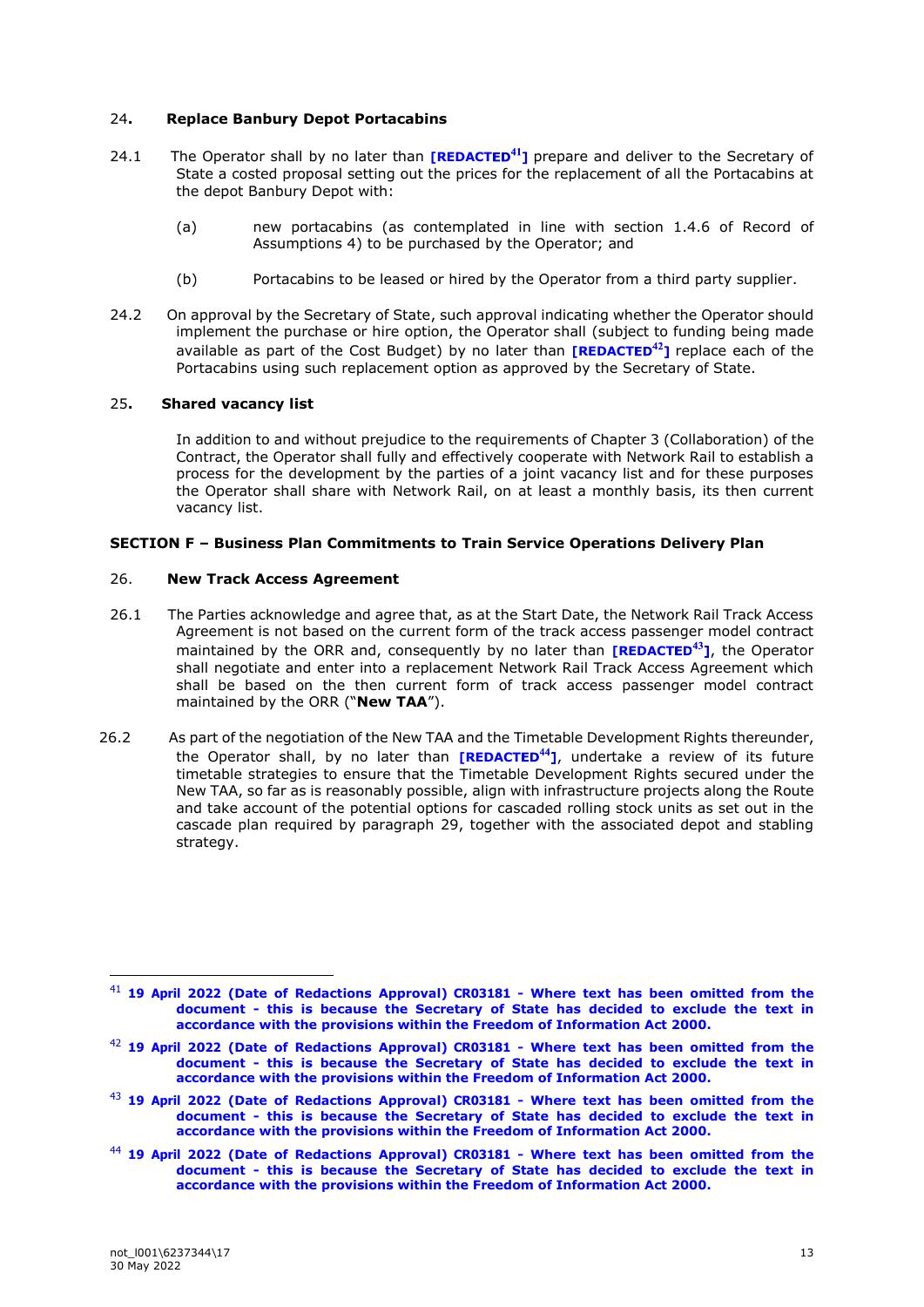## 24. Replace Banbury Depot Portacabins

24.1 The Operator shall by no later than **[REDACTED[41]]** prepare and deliver to the Secretary of State a costed proposal setting out the prices for the replacement of all the Portacabins at the depot Banbury Depot with:

(a) new portacabins (as contemplated in line with section 1.4.6 of Record of Assumptions 4) to be purchased by the Operator; and

(b) Portacabins to be leased or hired by the Operator from a third party supplier.

24.2 On approval by the Secretary of State, such approval indicating whether the Operator should implement the purchase or hire option, the Operator shall (subject to funding being made available as part of the Cost Budget) by no later than **[REDACTED[42]]** replace each of the Portacabins using such replacement option as approved by the Secretary of State.

## 25. Shared vacancy list

In addition to and without prejudice to the requirements of Chapter 3 (Collaboration) of the Contract, the Operator shall fully and effectively cooperate with Network Rail to establish a process for the development by the parties of a joint vacancy list and for these purposes the Operator shall share with Network Rail, on at least a monthly basis, its then current vacancy list.

# SECTION F – Business Plan Commitments to Train Service Operations Delivery Plan

## 26. New Track Access Agreement

26.1 The Parties acknowledge and agree that, as at the Start Date, the Network Rail Track Access Agreement is not based on the current form of the track access passenger model contract maintained by the ORR and, consequently by no later than **[REDACTED[43]]**, the Operator shall negotiate and enter into a replacement Network Rail Track Access Agreement which shall be based on the then current form of track access passenger model contract maintained by the ORR ("**New TAA**").

26.2 As part of the negotiation of the New TAA and the Timetable Development Rights thereunder, the Operator shall, by no later than **[REDACTED[44]]**, undertake a review of its future timetable strategies to ensure that the Timetable Development Rights secured under the New TAA, so far as is reasonably possible, align with infrastructure projects along the Route and take account of the potential options for cascaded rolling stock units as set out in the cascade plan required by paragraph 29, together with the associated depot and stabling strategy.

---

[41] **19 April 2022 (Date of Redactions Approval) CR03181 - Where text has been omitted from the document - this is because the Secretary of State has decided to exclude the text in accordance with the provisions within the Freedom of Information Act 2000.**

[42] **19 April 2022 (Date of Redactions Approval) CR03181 - Where text has been omitted from the document - this is because the Secretary of State has decided to exclude the text in accordance with the provisions within the Freedom of Information Act 2000.**

[43] **19 April 2022 (Date of Redactions Approval) CR03181 - Where text has been omitted from the document - this is because the Secretary of State has decided to exclude the text in accordance with the provisions within the Freedom of Information Act 2000.**

[44] **19 April 2022 (Date of Redactions Approval) CR03181 - Where text has been omitted from the document - this is because the Secretary of State has decided to exclude the text in accordance with the provisions within the Freedom of Information Act 2000.**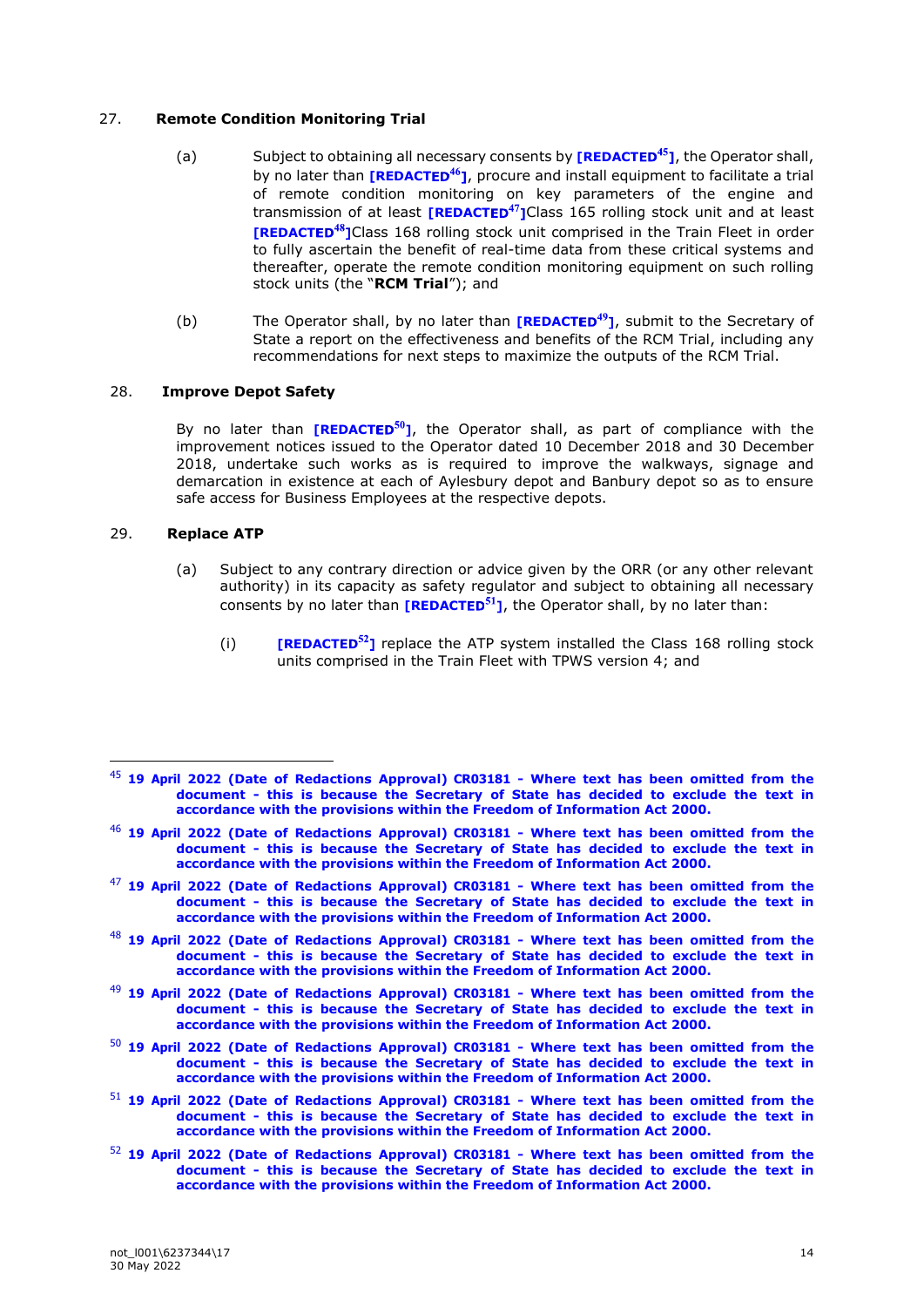27. **Remote Condition Monitoring Trial**

(a) Subject to obtaining all necessary consents by **[REDACTED[45]]**, the Operator shall, by no later than **[REDACTED[46]]**, procure and install equipment to facilitate a trial of remote condition monitoring on key parameters of the engine and transmission of at least **[REDACTED[47]]**Class 165 rolling stock unit and at least **[REDACTED[48]]**Class 168 rolling stock unit comprised in the Train Fleet in order to fully ascertain the benefit of real-time data from these critical systems and thereafter, operate the remote condition monitoring equipment on such rolling stock units (the "**RCM Trial**"); and

(b) The Operator shall, by no later than **[REDACTED[49]]**, submit to the Secretary of State a report on the effectiveness and benefits of the RCM Trial, including any recommendations for next steps to maximize the outputs of the RCM Trial.

28. **Improve Depot Safety**

By no later than **[REDACTED[50]]**, the Operator shall, as part of compliance with the improvement notices issued to the Operator dated 10 December 2018 and 30 December 2018, undertake such works as is required to improve the walkways, signage and demarcation in existence at each of Aylesbury depot and Banbury depot so as to ensure safe access for Business Employees at the respective depots.

29. **Replace ATP**

(a) Subject to any contrary direction or advice given by the ORR (or any other relevant authority) in its capacity as safety regulator and subject to obtaining all necessary consents by no later than **[REDACTED[51]]**, the Operator shall, by no later than:

(i) **[REDACTED[52]]** replace the ATP system installed the Class 168 rolling stock units comprised in the Train Fleet with TPWS version 4; and

---

[45] **19 April 2022 (Date of Redactions Approval) CR03181 - Where text has been omitted from the document - this is because the Secretary of State has decided to exclude the text in accordance with the provisions within the Freedom of Information Act 2000.**

[46] **19 April 2022 (Date of Redactions Approval) CR03181 - Where text has been omitted from the document - this is because the Secretary of State has decided to exclude the text in accordance with the provisions within the Freedom of Information Act 2000.**

[47] **19 April 2022 (Date of Redactions Approval) CR03181 - Where text has been omitted from the document - this is because the Secretary of State has decided to exclude the text in accordance with the provisions within the Freedom of Information Act 2000.**

[48] **19 April 2022 (Date of Redactions Approval) CR03181 - Where text has been omitted from the document - this is because the Secretary of State has decided to exclude the text in accordance with the provisions within the Freedom of Information Act 2000.**

[49] **19 April 2022 (Date of Redactions Approval) CR03181 - Where text has been omitted from the document - this is because the Secretary of State has decided to exclude the text in accordance with the provisions within the Freedom of Information Act 2000.**

[50] **19 April 2022 (Date of Redactions Approval) CR03181 - Where text has been omitted from the document - this is because the Secretary of State has decided to exclude the text in accordance with the provisions within the Freedom of Information Act 2000.**

[51] **19 April 2022 (Date of Redactions Approval) CR03181 - Where text has been omitted from the document - this is because the Secretary of State has decided to exclude the text in accordance with the provisions within the Freedom of Information Act 2000.**

[52] **19 April 2022 (Date of Redactions Approval) CR03181 - Where text has been omitted from the document - this is because the Secretary of State has decided to exclude the text in accordance with the provisions within the Freedom of Information Act 2000.**

not_l001\6237344\17
30 May 2022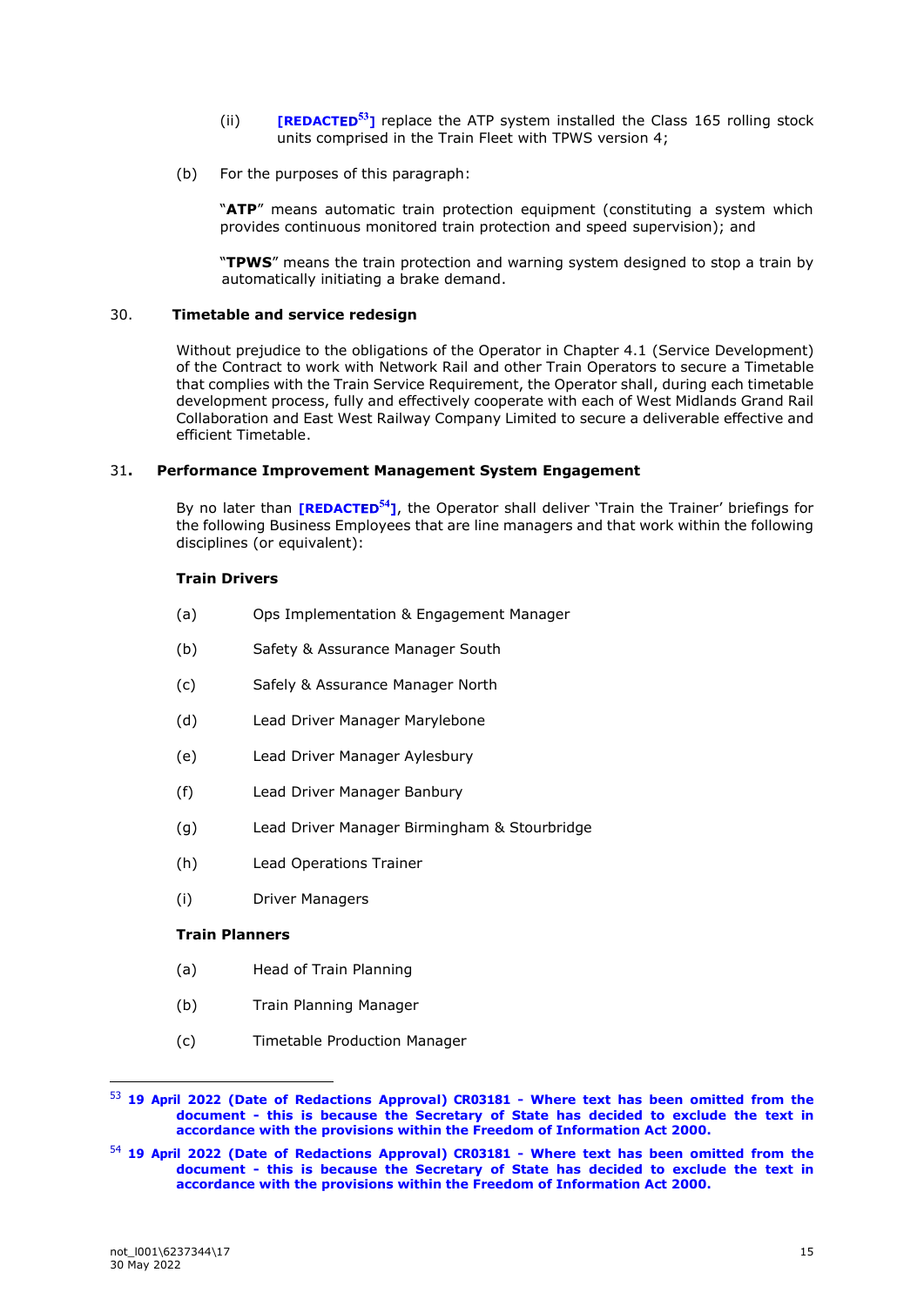(ii) **[REDACTED[53]]** replace the ATP system installed the Class 165 rolling stock units comprised in the Train Fleet with TPWS version 4;

(b) For the purposes of this paragraph:

"**ATP**" means automatic train protection equipment (constituting a system which provides continuous monitored train protection and speed supervision); and

"**TPWS**" means the train protection and warning system designed to stop a train by automatically initiating a brake demand.

## 30. Timetable and service redesign

Without prejudice to the obligations of the Operator in Chapter 4.1 (Service Development) of the Contract to work with Network Rail and other Train Operators to secure a Timetable that complies with the Train Service Requirement, the Operator shall, during each timetable development process, fully and effectively cooperate with each of West Midlands Grand Rail Collaboration and East West Railway Company Limited to secure a deliverable effective and efficient Timetable.

## 31. Performance Improvement Management System Engagement

By no later than **[REDACTED[54]]**, the Operator shall deliver 'Train the Trainer' briefings for the following Business Employees that are line managers and that work within the following disciplines (or equivalent):

**Train Drivers**

(a) Ops Implementation & Engagement Manager

(b) Safety & Assurance Manager South

(c) Safely & Assurance Manager North

(d) Lead Driver Manager Marylebone

(e) Lead Driver Manager Aylesbury

(f) Lead Driver Manager Banbury

(g) Lead Driver Manager Birmingham & Stourbridge

(h) Lead Operations Trainer

(i) Driver Managers

**Train Planners**

(a) Head of Train Planning

(b) Train Planning Manager

(c) Timetable Production Manager

---

[53] **19 April 2022 (Date of Redactions Approval) CR03181 - Where text has been omitted from the document - this is because the Secretary of State has decided to exclude the text in accordance with the provisions within the Freedom of Information Act 2000.**

[54] **19 April 2022 (Date of Redactions Approval) CR03181 - Where text has been omitted from the document - this is because the Secretary of State has decided to exclude the text in accordance with the provisions within the Freedom of Information Act 2000.**

not_l001\6237344\17
30 May 2022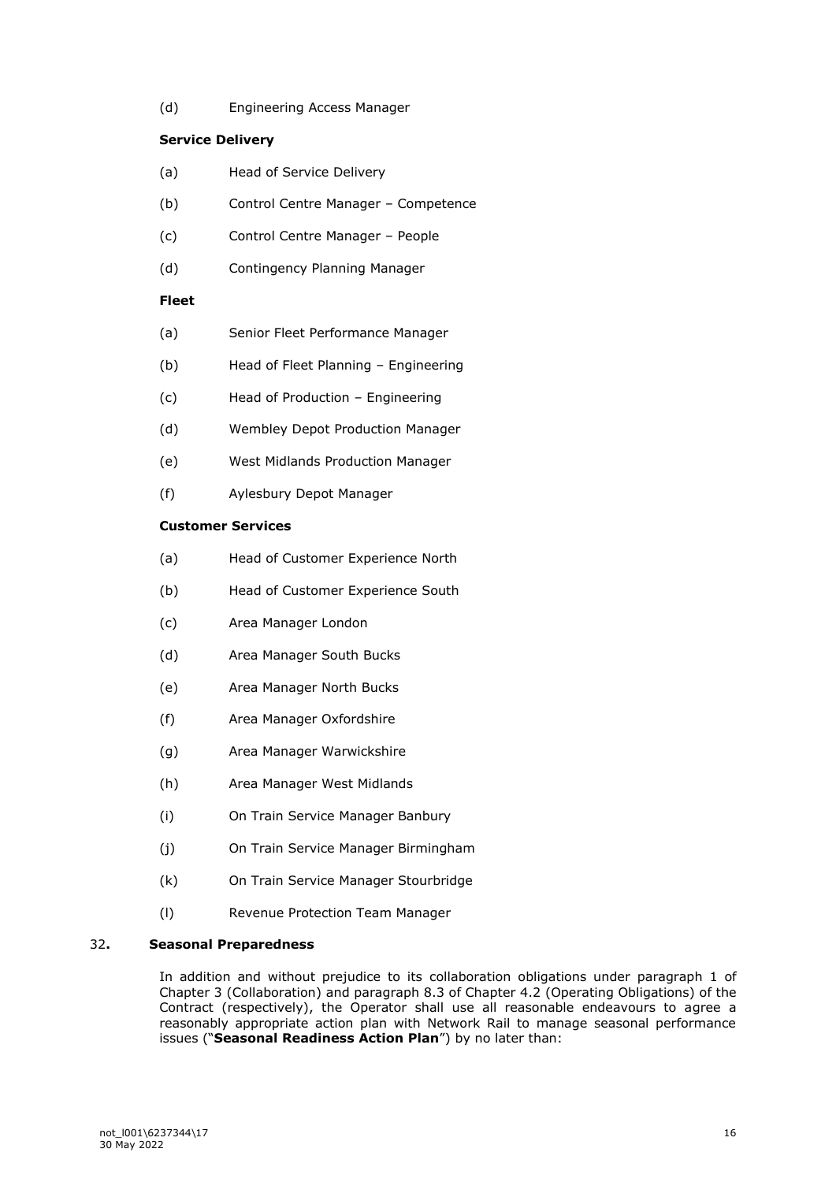(d) Engineering Access Manager

**Service Delivery**

(a) Head of Service Delivery

(b) Control Centre Manager – Competence

(c) Control Centre Manager – People

(d) Contingency Planning Manager

**Fleet**

(a) Senior Fleet Performance Manager

(b) Head of Fleet Planning – Engineering

(c) Head of Production – Engineering

(d) Wembley Depot Production Manager

(e) West Midlands Production Manager

(f) Aylesbury Depot Manager

**Customer Services**

(a) Head of Customer Experience North

(b) Head of Customer Experience South

(c) Area Manager London

(d) Area Manager South Bucks

(e) Area Manager North Bucks

(f) Area Manager Oxfordshire

(g) Area Manager Warwickshire

(h) Area Manager West Midlands

(i) On Train Service Manager Banbury

(j) On Train Service Manager Birmingham

(k) On Train Service Manager Stourbridge

(l) Revenue Protection Team Manager

## 32. Seasonal Preparedness

In addition and without prejudice to its collaboration obligations under paragraph 1 of Chapter 3 (Collaboration) and paragraph 8.3 of Chapter 4.2 (Operating Obligations) of the Contract (respectively), the Operator shall use all reasonable endeavours to agree a reasonably appropriate action plan with Network Rail to manage seasonal performance issues ("**Seasonal Readiness Action Plan**") by no later than: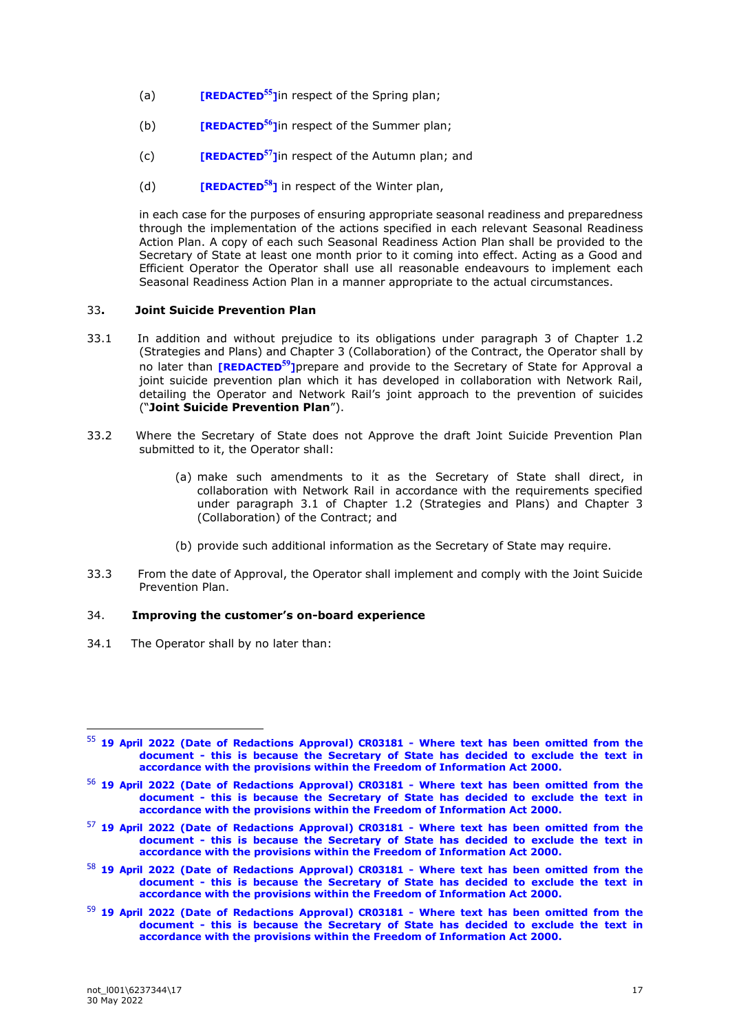(a) **[REDACTED[55]]**in respect of the Spring plan;

(b) **[REDACTED[56]]**in respect of the Summer plan;

(c) **[REDACTED[57]]**in respect of the Autumn plan; and

(d) **[REDACTED[58]]** in respect of the Winter plan,

in each case for the purposes of ensuring appropriate seasonal readiness and preparedness through the implementation of the actions specified in each relevant Seasonal Readiness Action Plan. A copy of each such Seasonal Readiness Action Plan shall be provided to the Secretary of State at least one month prior to it coming into effect. Acting as a Good and Efficient Operator the Operator shall use all reasonable endeavours to implement each Seasonal Readiness Action Plan in a manner appropriate to the actual circumstances.

## 33. Joint Suicide Prevention Plan

33.1 In addition and without prejudice to its obligations under paragraph 3 of Chapter 1.2 (Strategies and Plans) and Chapter 3 (Collaboration) of the Contract, the Operator shall by no later than **[REDACTED[59]]**prepare and provide to the Secretary of State for Approval a joint suicide prevention plan which it has developed in collaboration with Network Rail, detailing the Operator and Network Rail's joint approach to the prevention of suicides ("**Joint Suicide Prevention Plan**").

33.2 Where the Secretary of State does not Approve the draft Joint Suicide Prevention Plan submitted to it, the Operator shall:

(a) make such amendments to it as the Secretary of State shall direct, in collaboration with Network Rail in accordance with the requirements specified under paragraph 3.1 of Chapter 1.2 (Strategies and Plans) and Chapter 3 (Collaboration) of the Contract; and

(b) provide such additional information as the Secretary of State may require.

33.3 From the date of Approval, the Operator shall implement and comply with the Joint Suicide Prevention Plan.

## 34. Improving the customer's on-board experience

34.1 The Operator shall by no later than:

---

[55] **19 April 2022 (Date of Redactions Approval) CR03181 - Where text has been omitted from the document - this is because the Secretary of State has decided to exclude the text in accordance with the provisions within the Freedom of Information Act 2000.**

[56] **19 April 2022 (Date of Redactions Approval) CR03181 - Where text has been omitted from the document - this is because the Secretary of State has decided to exclude the text in accordance with the provisions within the Freedom of Information Act 2000.**

[57] **19 April 2022 (Date of Redactions Approval) CR03181 - Where text has been omitted from the document - this is because the Secretary of State has decided to exclude the text in accordance with the provisions within the Freedom of Information Act 2000.**

[58] **19 April 2022 (Date of Redactions Approval) CR03181 - Where text has been omitted from the document - this is because the Secretary of State has decided to exclude the text in accordance with the provisions within the Freedom of Information Act 2000.**

[59] **19 April 2022 (Date of Redactions Approval) CR03181 - Where text has been omitted from the document - this is because the Secretary of State has decided to exclude the text in accordance with the provisions within the Freedom of Information Act 2000.**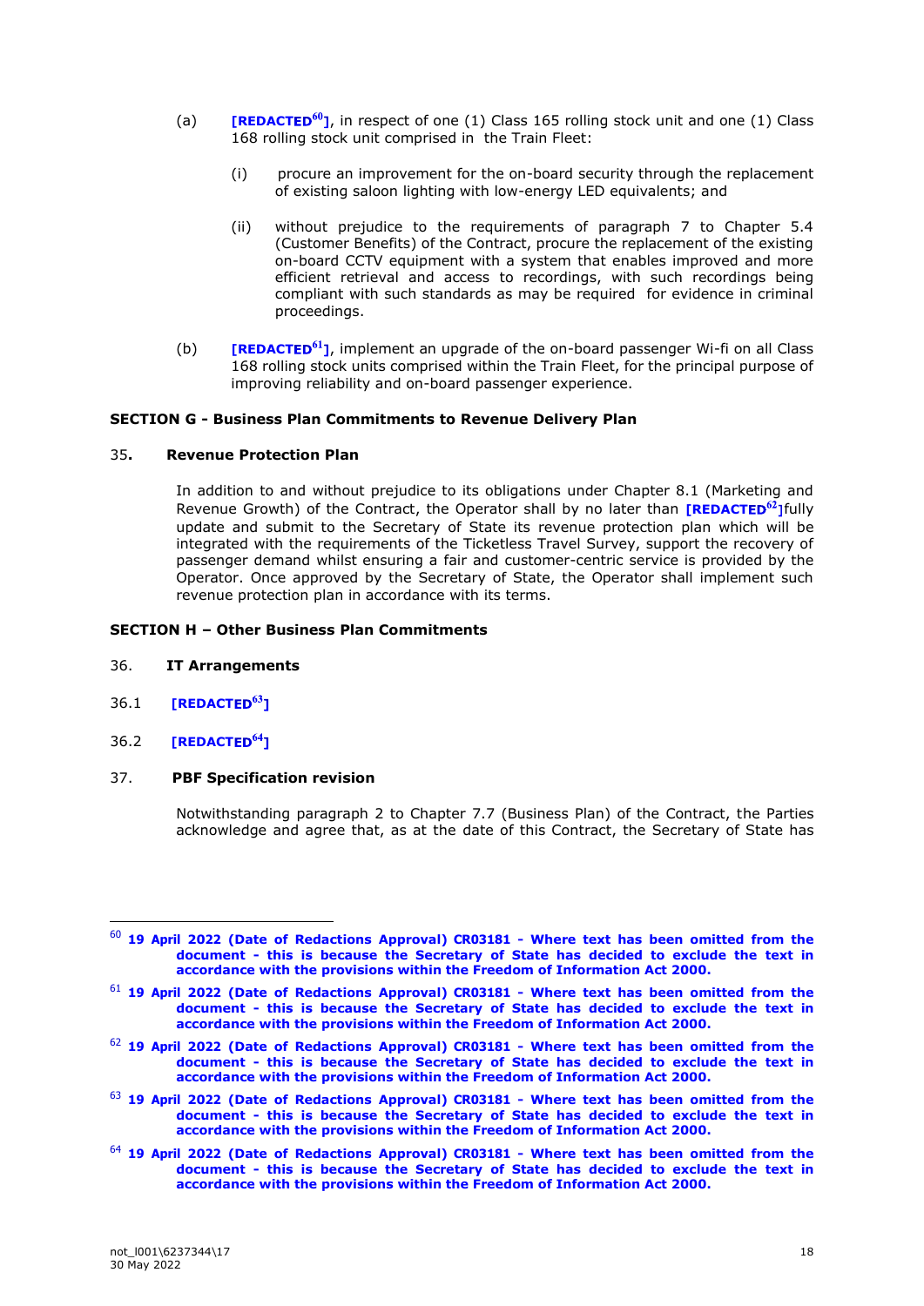(a) **[REDACTED[60]]**, in respect of one (1) Class 165 rolling stock unit and one (1) Class 168 rolling stock unit comprised in the Train Fleet:

   (i) procure an improvement for the on-board security through the replacement of existing saloon lighting with low-energy LED equivalents; and

   (ii) without prejudice to the requirements of paragraph 7 to Chapter 5.4 (Customer Benefits) of the Contract, procure the replacement of the existing on-board CCTV equipment with a system that enables improved and more efficient retrieval and access to recordings, with such recordings being compliant with such standards as may be required for evidence in criminal proceedings.

(b) **[REDACTED[61]]**, implement an upgrade of the on-board passenger Wi-fi on all Class 168 rolling stock units comprised within the Train Fleet, for the principal purpose of improving reliability and on-board passenger experience.

**SECTION G - Business Plan Commitments to Revenue Delivery Plan**

35. **Revenue Protection Plan**

In addition to and without prejudice to its obligations under Chapter 8.1 (Marketing and Revenue Growth) of the Contract, the Operator shall by no later than **[REDACTED[62]]** fully update and submit to the Secretary of State its revenue protection plan which will be integrated with the requirements of the Ticketless Travel Survey, support the recovery of passenger demand whilst ensuring a fair and customer-centric service is provided by the Operator. Once approved by the Secretary of State, the Operator shall implement such revenue protection plan in accordance with its terms.

**SECTION H – Other Business Plan Commitments**

36. **IT Arrangements**

36.1 **[REDACTED[63]]**

36.2 **[REDACTED[64]]**

37. **PBF Specification revision**

Notwithstanding paragraph 2 to Chapter 7.7 (Business Plan) of the Contract, the Parties acknowledge and agree that, as at the date of this Contract, the Secretary of State has

---

[60] **19 April 2022 (Date of Redactions Approval) CR03181 - Where text has been omitted from the document - this is because the Secretary of State has decided to exclude the text in accordance with the provisions within the Freedom of Information Act 2000.**

[61] **19 April 2022 (Date of Redactions Approval) CR03181 - Where text has been omitted from the document - this is because the Secretary of State has decided to exclude the text in accordance with the provisions within the Freedom of Information Act 2000.**

[62] **19 April 2022 (Date of Redactions Approval) CR03181 - Where text has been omitted from the document - this is because the Secretary of State has decided to exclude the text in accordance with the provisions within the Freedom of Information Act 2000.**

[63] **19 April 2022 (Date of Redactions Approval) CR03181 - Where text has been omitted from the document - this is because the Secretary of State has decided to exclude the text in accordance with the provisions within the Freedom of Information Act 2000.**

[64] **19 April 2022 (Date of Redactions Approval) CR03181 - Where text has been omitted from the document - this is because the Secretary of State has decided to exclude the text in accordance with the provisions within the Freedom of Information Act 2000.**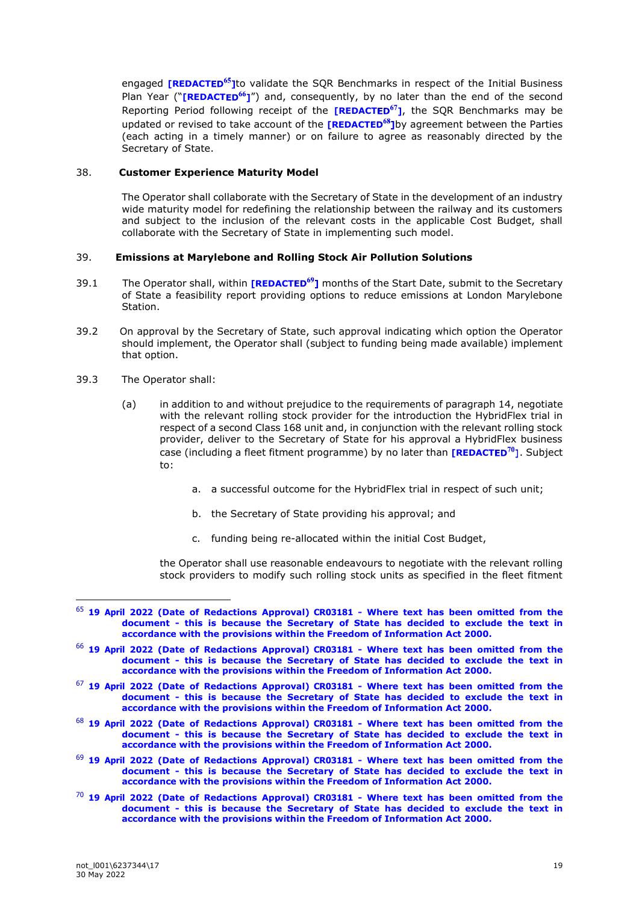engaged **[REDACTED[65]]**to validate the SQR Benchmarks in respect of the Initial Business Plan Year ("**[REDACTED[66]]**") and, consequently, by no later than the end of the second Reporting Period following receipt of the **[REDACTED[67]]**, the SQR Benchmarks may be updated or revised to take account of the **[REDACTED[68]]**by agreement between the Parties (each acting in a timely manner) or on failure to agree as reasonably directed by the Secretary of State.

38. **Customer Experience Maturity Model**

The Operator shall collaborate with the Secretary of State in the development of an industry wide maturity model for redefining the relationship between the railway and its customers and subject to the inclusion of the relevant costs in the applicable Cost Budget, shall collaborate with the Secretary of State in implementing such model.

39. **Emissions at Marylebone and Rolling Stock Air Pollution Solutions**

39.1 The Operator shall, within **[REDACTED[69]]** months of the Start Date, submit to the Secretary of State a feasibility report providing options to reduce emissions at London Marylebone Station.

39.2 On approval by the Secretary of State, such approval indicating which option the Operator should implement, the Operator shall (subject to funding being made available) implement that option.

39.3 The Operator shall:

(a) in addition to and without prejudice to the requirements of paragraph 14, negotiate with the relevant rolling stock provider for the introduction the HybridFlex trial in respect of a second Class 168 unit and, in conjunction with the relevant rolling stock provider, deliver to the Secretary of State for his approval a HybridFlex business case (including a fleet fitment programme) by no later than **[REDACTED[70]]**. Subject to:

a. a successful outcome for the HybridFlex trial in respect of such unit;

b. the Secretary of State providing his approval; and

c. funding being re-allocated within the initial Cost Budget,

the Operator shall use reasonable endeavours to negotiate with the relevant rolling stock providers to modify such rolling stock units as specified in the fleet fitment

---

[65] **19 April 2022 (Date of Redactions Approval) CR03181 - Where text has been omitted from the document - this is because the Secretary of State has decided to exclude the text in accordance with the provisions within the Freedom of Information Act 2000.**

[66] **19 April 2022 (Date of Redactions Approval) CR03181 - Where text has been omitted from the document - this is because the Secretary of State has decided to exclude the text in accordance with the provisions within the Freedom of Information Act 2000.**

[67] **19 April 2022 (Date of Redactions Approval) CR03181 - Where text has been omitted from the document - this is because the Secretary of State has decided to exclude the text in accordance with the provisions within the Freedom of Information Act 2000.**

[68] **19 April 2022 (Date of Redactions Approval) CR03181 - Where text has been omitted from the document - this is because the Secretary of State has decided to exclude the text in accordance with the provisions within the Freedom of Information Act 2000.**

[69] **19 April 2022 (Date of Redactions Approval) CR03181 - Where text has been omitted from the document - this is because the Secretary of State has decided to exclude the text in accordance with the provisions within the Freedom of Information Act 2000.**

[70] **19 April 2022 (Date of Redactions Approval) CR03181 - Where text has been omitted from the document - this is because the Secretary of State has decided to exclude the text in accordance with the provisions within the Freedom of Information Act 2000.**

not_l001\6237344\17
30 May 2022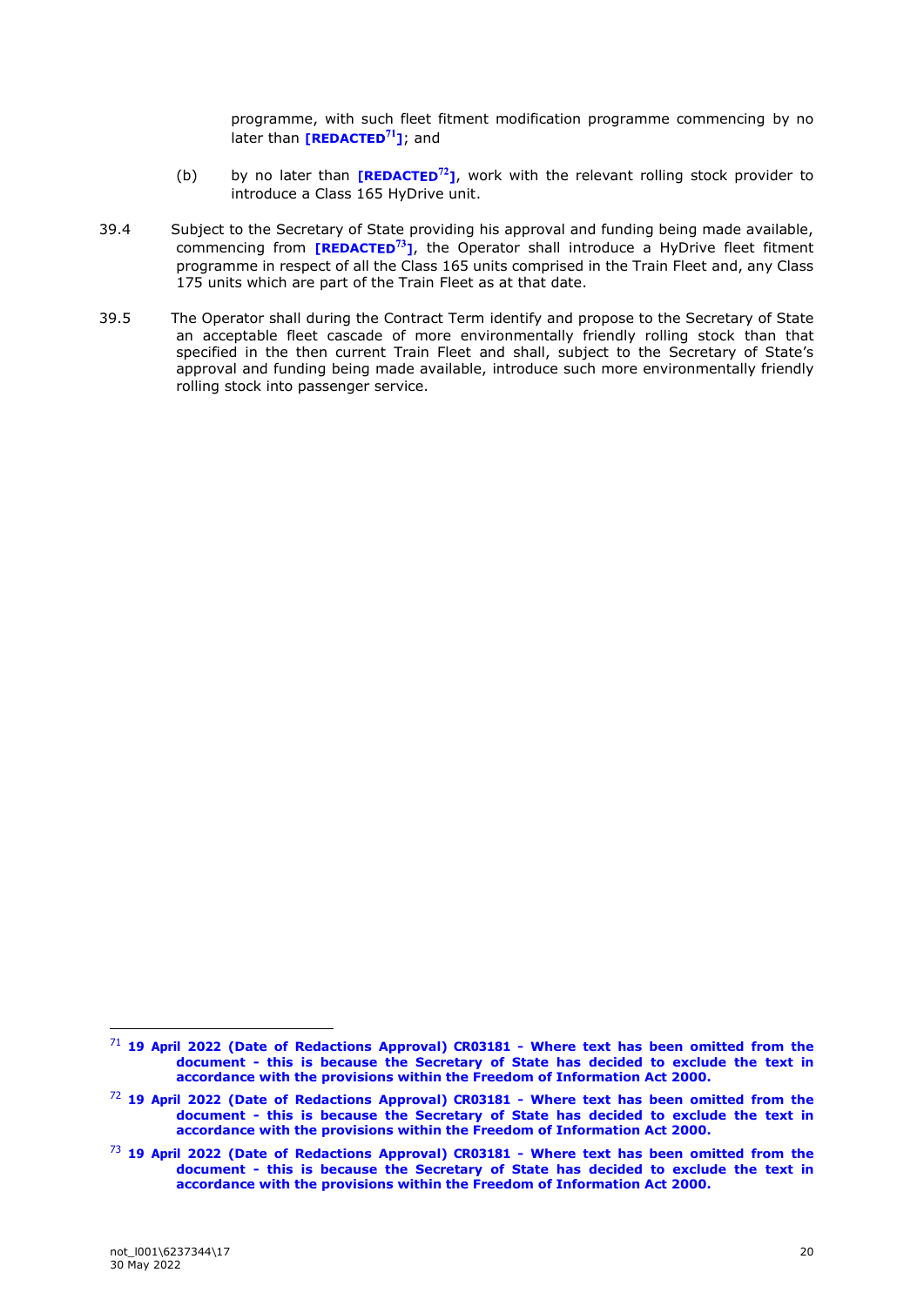programme, with such fleet fitment modification programme commencing by no later than **[REDACTED[71]]**; and

(b) by no later than **[REDACTED[72]]**, work with the relevant rolling stock provider to introduce a Class 165 HyDrive unit.

39.4 Subject to the Secretary of State providing his approval and funding being made available, commencing from **[REDACTED[73]]**, the Operator shall introduce a HyDrive fleet fitment programme in respect of all the Class 165 units comprised in the Train Fleet and, any Class 175 units which are part of the Train Fleet as at that date.

39.5 The Operator shall during the Contract Term identify and propose to the Secretary of State an acceptable fleet cascade of more environmentally friendly rolling stock than that specified in the then current Train Fleet and shall, subject to the Secretary of State's approval and funding being made available, introduce such more environmentally friendly rolling stock into passenger service.

---

[71] **19 April 2022 (Date of Redactions Approval) CR03181 - Where text has been omitted from the document - this is because the Secretary of State has decided to exclude the text in accordance with the provisions within the Freedom of Information Act 2000.**

[72] **19 April 2022 (Date of Redactions Approval) CR03181 - Where text has been omitted from the document - this is because the Secretary of State has decided to exclude the text in accordance with the provisions within the Freedom of Information Act 2000.**

[73] **19 April 2022 (Date of Redactions Approval) CR03181 - Where text has been omitted from the document - this is because the Secretary of State has decided to exclude the text in accordance with the provisions within the Freedom of Information Act 2000.**

not_l001\6237344\17
30 May 2022